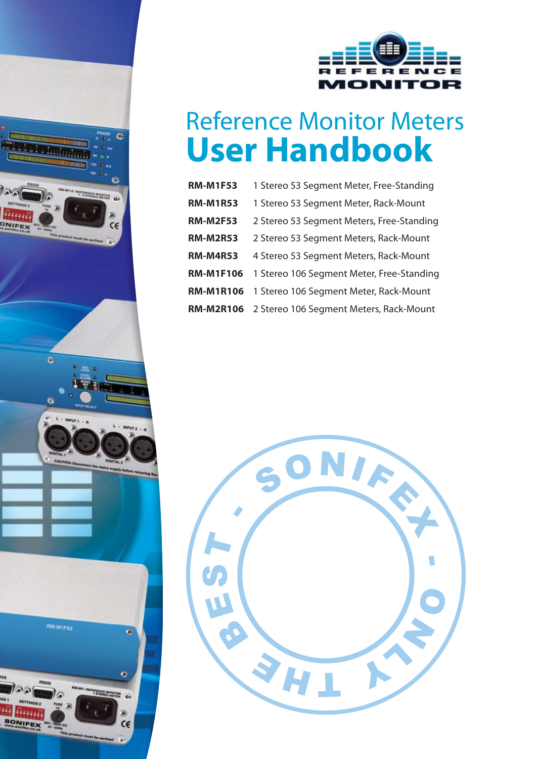REFERENCE MONITOR

# Reference Monitor Meters
# User Handbook

| | |
|---|---|
| **RM-M1F53** | 1 Stereo 53 Segment Meter, Free-Standing |
| **RM-M1R53** | 1 Stereo 53 Segment Meter, Rack-Mount |
| **RM-M2F53** | 2 Stereo 53 Segment Meters, Free-Standing |
| **RM-M2R53** | 2 Stereo 53 Segment Meters, Rack-Mount |
| **RM-M4R53** | 4 Stereo 53 Segment Meters, Rack-Mount |
| **RM-M1F106** | 1 Stereo 106 Segment Meter, Free-Standing |
| **RM-M1R106** | 1 Stereo 106 Segment Meter, Rack-Mount |
| **RM-M2R106** | 2 Stereo 106 Segment Meters, Rack-Mount |

SONIFEX - ONLY THE BEST -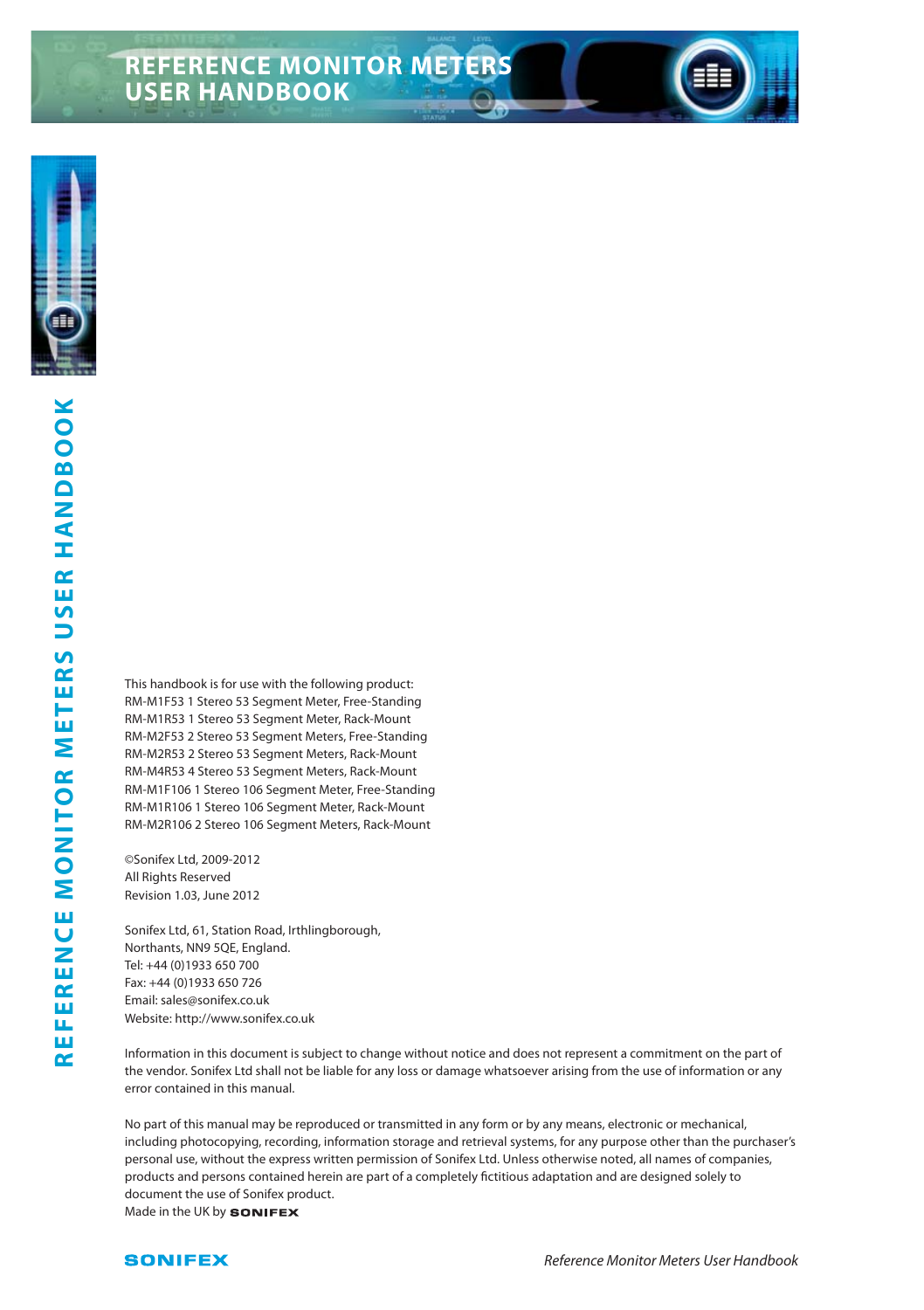# REFERENCE MONITOR METERS USER HANDBOOK

This handbook is for use with the following product:
RM-M1F53 1 Stereo 53 Segment Meter, Free-Standing
RM-M1R53 1 Stereo 53 Segment Meter, Rack-Mount
RM-M2F53 2 Stereo 53 Segment Meters, Free-Standing
RM-M2R53 2 Stereo 53 Segment Meters, Rack-Mount
RM-M4R53 4 Stereo 53 Segment Meters, Rack-Mount
RM-M1F106 1 Stereo 106 Segment Meter, Free-Standing
RM-M1R106 1 Stereo 106 Segment Meter, Rack-Mount
RM-M2R106 2 Stereo 106 Segment Meters, Rack-Mount

©Sonifex Ltd, 2009-2012
All Rights Reserved
Revision 1.03, June 2012

Sonifex Ltd, 61, Station Road, Irthlingborough,
Northants, NN9 5QE, England.
Tel: +44 (0)1933 650 700
Fax: +44 (0)1933 650 726
Email: sales@sonifex.co.uk
Website: http://www.sonifex.co.uk

Information in this document is subject to change without notice and does not represent a commitment on the part of the vendor. Sonifex Ltd shall not be liable for any loss or damage whatsoever arising from the use of information or any error contained in this manual.

No part of this manual may be reproduced or transmitted in any form or by any means, electronic or mechanical, including photocopying, recording, information storage and retrieval systems, for any purpose other than the purchaser's personal use, without the express written permission of Sonifex Ltd. Unless otherwise noted, all names of companies, products and persons contained herein are part of a completely fictitious adaptation and are designed solely to document the use of Sonifex product.
Made in the UK by **SONIFEX**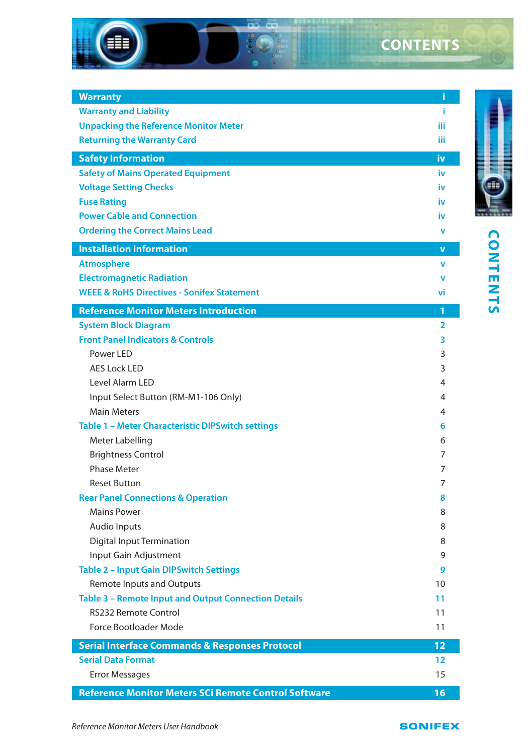# CONTENTS

| | |
|---|---|
| **Warranty** | **i** |
| Warranty and Liability | i |
| Unpacking the Reference Monitor Meter | iii |
| Returning the Warranty Card | iii |
| **Safety Information** | **iv** |
| Safety of Mains Operated Equipment | iv |
| Voltage Setting Checks | iv |
| Fuse Rating | iv |
| Power Cable and Connection | iv |
| Ordering the Correct Mains Lead | v |
| **Installation Information** | **v** |
| Atmosphere | v |
| Electromagnetic Radiation | v |
| WEEE & RoHS Directives - Sonifex Statement | vi |
| **Reference Monitor Meters Introduction** | **1** |
| System Block Diagram | 2 |
| Front Panel Indicators & Controls | 3 |
| Power LED | 3 |
| AES Lock LED | 3 |
| Level Alarm LED | 4 |
| Input Select Button (RM-M1-106 Only) | 4 |
| Main Meters | 4 |
| Table 1 – Meter Characteristic DIPSwitch settings | 6 |
| Meter Labelling | 6 |
| Brightness Control | 7 |
| Phase Meter | 7 |
| Reset Button | 7 |
| Rear Panel Connections & Operation | 8 |
| Mains Power | 8 |
| Audio Inputs | 8 |
| Digital Input Termination | 8 |
| Input Gain Adjustment | 9 |
| Table 2 – Input Gain DIPSwitch Settings | 9 |
| Remote Inputs and Outputs | 10 |
| Table 3 – Remote Input and Output Connection Details | 11 |
| RS232 Remote Control | 11 |
| Force Bootloader Mode | 11 |
| **Serial Interface Commands & Responses Protocol** | **12** |
| Serial Data Format | 12 |
| Error Messages | 15 |
| **Reference Monitor Meters SCi Remote Control Software** | **16** |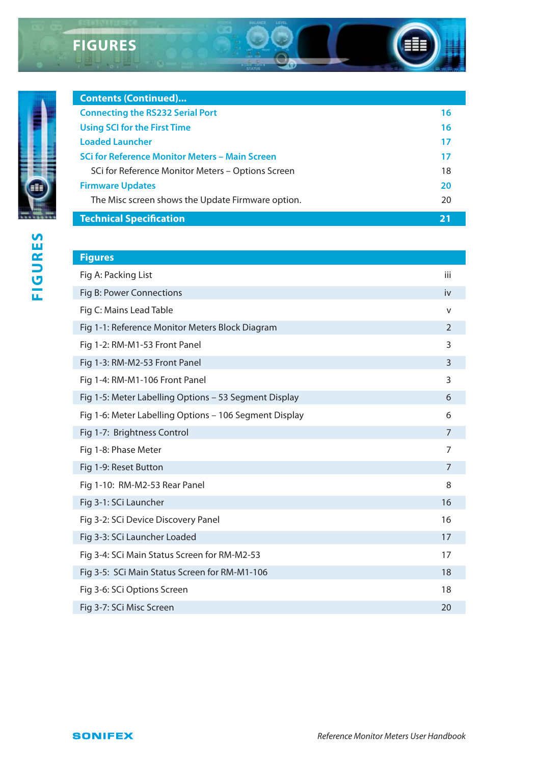# FIGURES

| Contents (Continued)... | |
|---|---|
| Connecting the RS232 Serial Port | 16 |
| Using SCI for the First Time | 16 |
| Loaded Launcher | 17 |
| SCi for Reference Monitor Meters – Main Screen | 17 |
| SCi for Reference Monitor Meters – Options Screen | 18 |
| Firmware Updates | 20 |
| The Misc screen shows the Update Firmware option. | 20 |
| **Technical Specification** | **21** |

| Figures | |
|---|---|
| Fig A: Packing List | iii |
| Fig B: Power Connections | iv |
| Fig C: Mains Lead Table | v |
| Fig 1-1: Reference Monitor Meters Block Diagram | 2 |
| Fig 1-2: RM-M1-53 Front Panel | 3 |
| Fig 1-3: RM-M2-53 Front Panel | 3 |
| Fig 1-4: RM-M1-106 Front Panel | 3 |
| Fig 1-5: Meter Labelling Options – 53 Segment Display | 6 |
| Fig 1-6: Meter Labelling Options – 106 Segment Display | 6 |
| Fig 1-7: Brightness Control | 7 |
| Fig 1-8: Phase Meter | 7 |
| Fig 1-9: Reset Button | 7 |
| Fig 1-10: RM-M2-53 Rear Panel | 8 |
| Fig 3-1: SCi Launcher | 16 |
| Fig 3-2: SCi Device Discovery Panel | 16 |
| Fig 3-3: SCi Launcher Loaded | 17 |
| Fig 3-4: SCi Main Status Screen for RM-M2-53 | 17 |
| Fig 3-5: SCi Main Status Screen for RM-M1-106 | 18 |
| Fig 3-6: SCi Options Screen | 18 |
| Fig 3-7: SCi Misc Screen | 20 |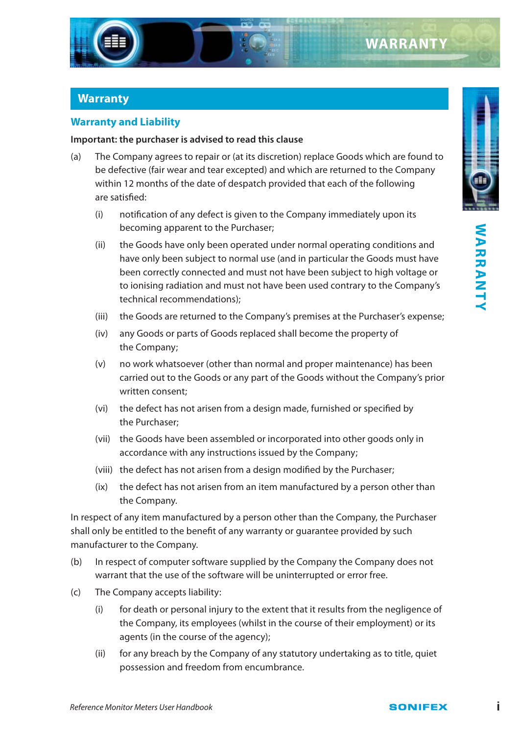## Warranty

### Warranty and Liability

**Important: the purchaser is advised to read this clause**

(a) The Company agrees to repair or (at its discretion) replace Goods which are found to be defective (fair wear and tear excepted) and which are returned to the Company within 12 months of the date of despatch provided that each of the following are satisfied:

- (i) notification of any defect is given to the Company immediately upon its becoming apparent to the Purchaser;
- (ii) the Goods have only been operated under normal operating conditions and have only been subject to normal use (and in particular the Goods must have been correctly connected and must not have been subject to high voltage or to ionising radiation and must not have been used contrary to the Company's technical recommendations);
- (iii) the Goods are returned to the Company's premises at the Purchaser's expense;
- (iv) any Goods or parts of Goods replaced shall become the property of the Company;
- (v) no work whatsoever (other than normal and proper maintenance) has been carried out to the Goods or any part of the Goods without the Company's prior written consent;
- (vi) the defect has not arisen from a design made, furnished or specified by the Purchaser;
- (vii) the Goods have been assembled or incorporated into other goods only in accordance with any instructions issued by the Company;
- (viii) the defect has not arisen from a design modified by the Purchaser;
- (ix) the defect has not arisen from an item manufactured by a person other than the Company.

In respect of any item manufactured by a person other than the Company, the Purchaser shall only be entitled to the benefit of any warranty or guarantee provided by such manufacturer to the Company.

(b) In respect of computer software supplied by the Company the Company does not warrant that the use of the software will be uninterrupted or error free.

(c) The Company accepts liability:

- (i) for death or personal injury to the extent that it results from the negligence of the Company, its employees (whilst in the course of their employment) or its agents (in the course of the agency);
- (ii) for any breach by the Company of any statutory undertaking as to title, quiet possession and freedom from encumbrance.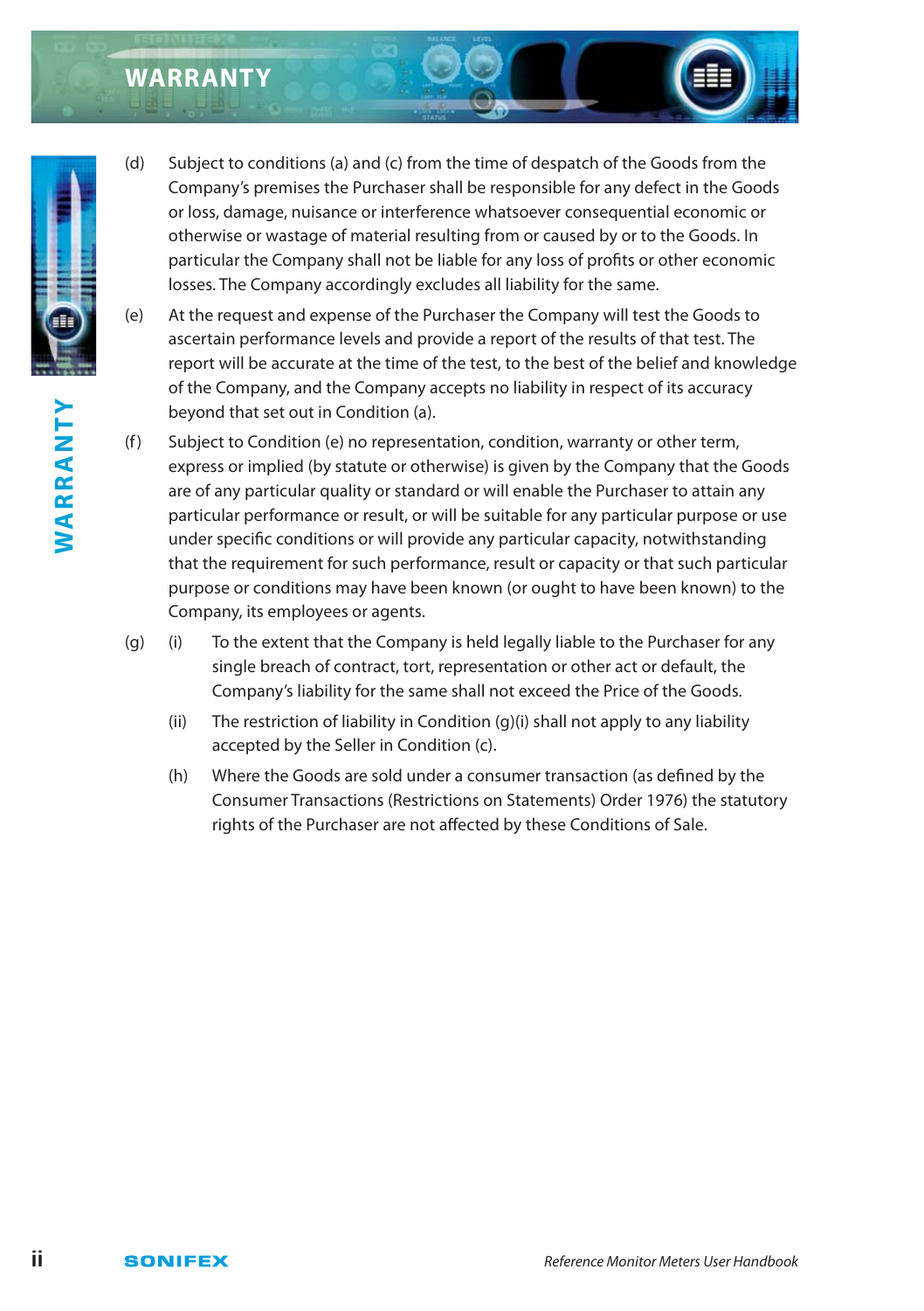# WARRANTY

(d) Subject to conditions (a) and (c) from the time of despatch of the Goods from the Company's premises the Purchaser shall be responsible for any defect in the Goods or loss, damage, nuisance or interference whatsoever consequential economic or otherwise or wastage of material resulting from or caused by or to the Goods. In particular the Company shall not be liable for any loss of profits or other economic losses. The Company accordingly excludes all liability for the same.

(e) At the request and expense of the Purchaser the Company will test the Goods to ascertain performance levels and provide a report of the results of that test. The report will be accurate at the time of the test, to the best of the belief and knowledge of the Company, and the Company accepts no liability in respect of its accuracy beyond that set out in Condition (a).

(f) Subject to Condition (e) no representation, condition, warranty or other term, express or implied (by statute or otherwise) is given by the Company that the Goods are of any particular quality or standard or will enable the Purchaser to attain any particular performance or result, or will be suitable for any particular purpose or use under specific conditions or will provide any particular capacity, notwithstanding that the requirement for such performance, result or capacity or that such particular purpose or conditions may have been known (or ought to have been known) to the Company, its employees or agents.

(g) (i) To the extent that the Company is held legally liable to the Purchaser for any single breach of contract, tort, representation or other act or default, the Company's liability for the same shall not exceed the Price of the Goods.

(ii) The restriction of liability in Condition (g)(i) shall not apply to any liability accepted by the Seller in Condition (c).

(h) Where the Goods are sold under a consumer transaction (as defined by the Consumer Transactions (Restrictions on Statements) Order 1976) the statutory rights of the Purchaser are not affected by these Conditions of Sale.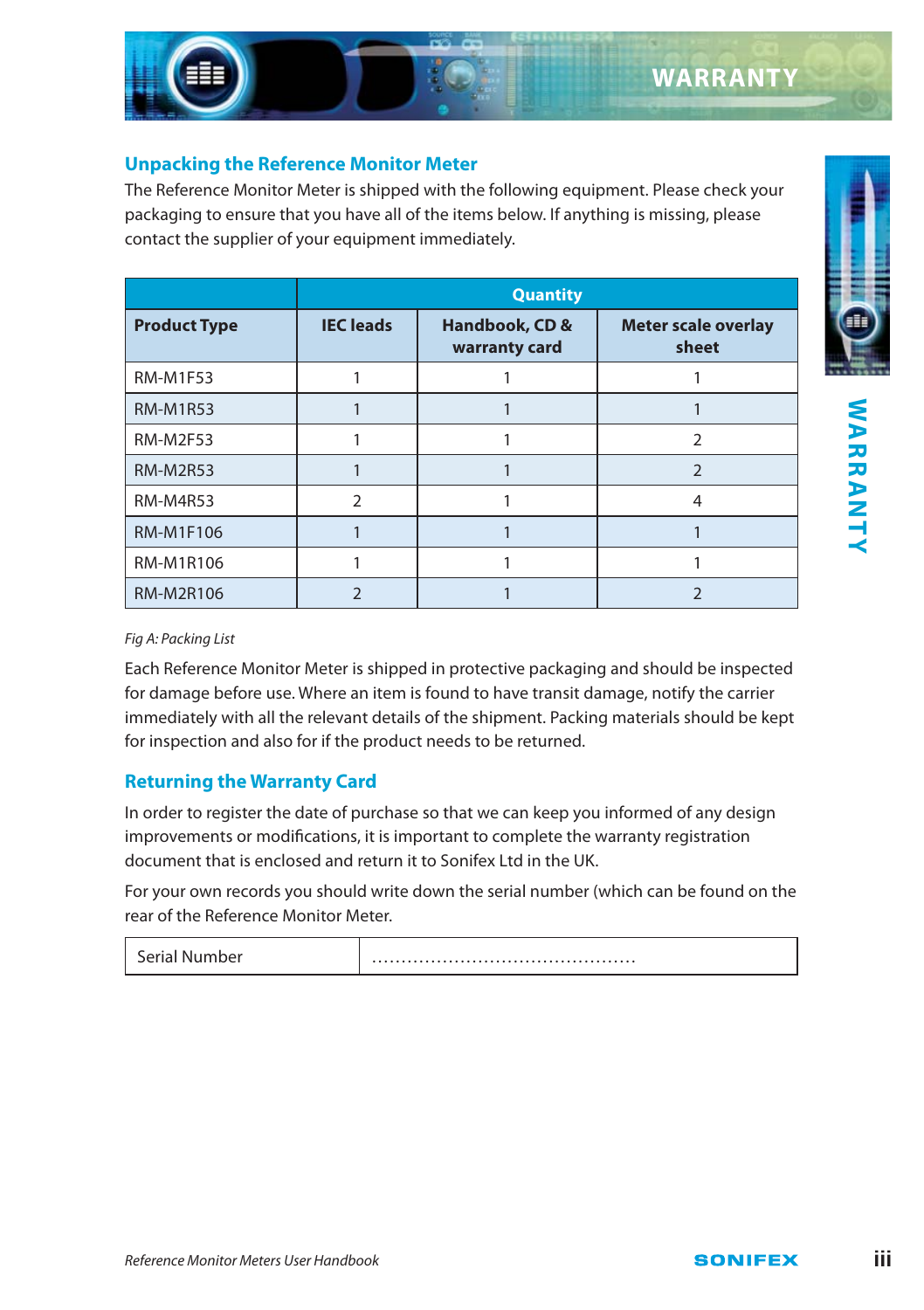## Unpacking the Reference Monitor Meter

The Reference Monitor Meter is shipped with the following equipment. Please check your packaging to ensure that you have all of the items below. If anything is missing, please contact the supplier of your equipment immediately.

| | Quantity | | |
|---|---|---|---|
| **Product Type** | **IEC leads** | **Handbook, CD & warranty card** | **Meter scale overlay sheet** |
| RM-M1F53 | 1 | 1 | 1 |
| RM-M1R53 | 1 | 1 | 1 |
| RM-M2F53 | 1 | 1 | 2 |
| RM-M2R53 | 1 | 1 | 2 |
| RM-M4R53 | 2 | 1 | 4 |
| RM-M1F106 | 1 | 1 | 1 |
| RM-M1R106 | 1 | 1 | 1 |
| RM-M2R106 | 2 | 1 | 2 |

*Fig A: Packing List*

Each Reference Monitor Meter is shipped in protective packaging and should be inspected for damage before use. Where an item is found to have transit damage, notify the carrier immediately with all the relevant details of the shipment. Packing materials should be kept for inspection and also for if the product needs to be returned.

## Returning the Warranty Card

In order to register the date of purchase so that we can keep you informed of any design improvements or modifications, it is important to complete the warranty registration document that is enclosed and return it to Sonifex Ltd in the UK.

For your own records you should write down the serial number (which can be found on the rear of the Reference Monitor Meter.

| Serial Number | ............................................ |
|---|---|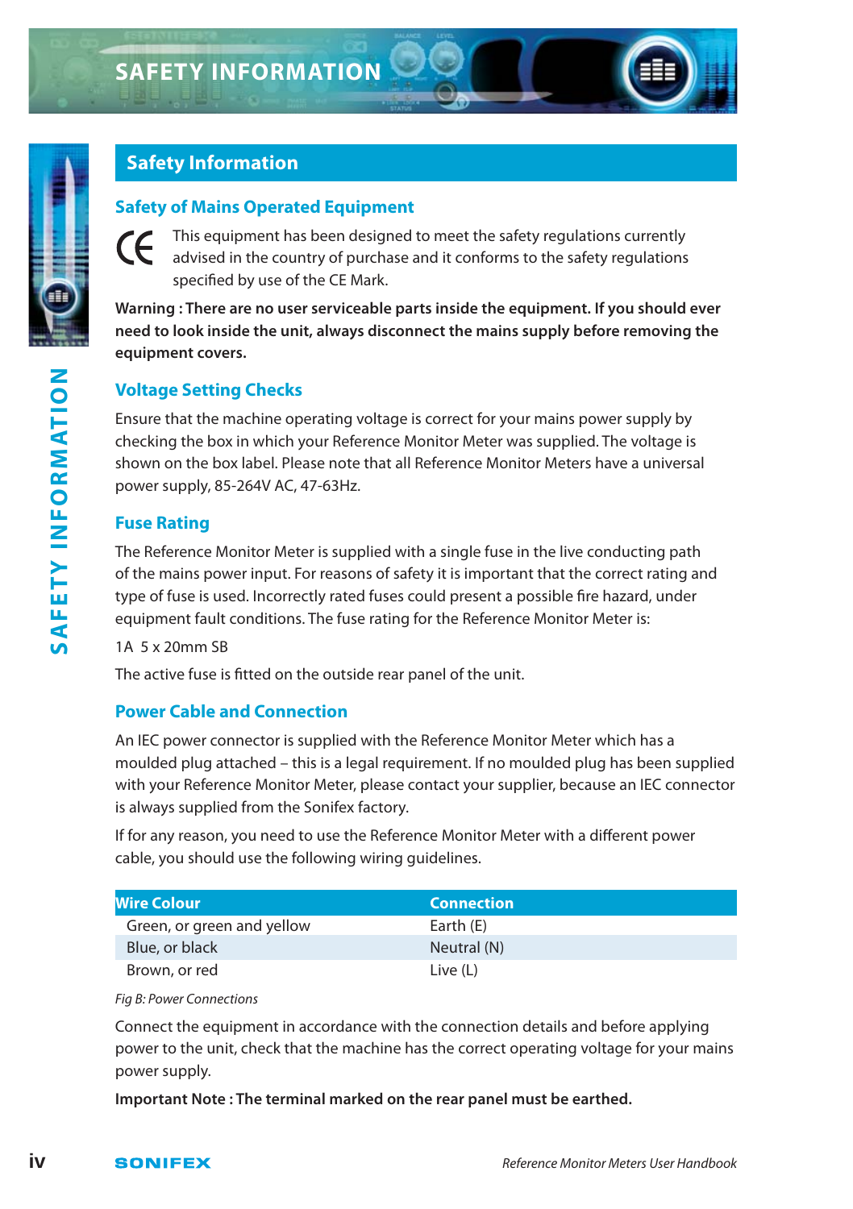# SAFETY INFORMATION

## Safety Information

### Safety of Mains Operated Equipment

CE This equipment has been designed to meet the safety regulations currently advised in the country of purchase and it conforms to the safety regulations specified by use of the CE Mark.

**Warning : There are no user serviceable parts inside the equipment. If you should ever need to look inside the unit, always disconnect the mains supply before removing the equipment covers.**

### Voltage Setting Checks

Ensure that the machine operating voltage is correct for your mains power supply by checking the box in which your Reference Monitor Meter was supplied. The voltage is shown on the box label. Please note that all Reference Monitor Meters have a universal power supply, 85-264V AC, 47-63Hz.

### Fuse Rating

The Reference Monitor Meter is supplied with a single fuse in the live conducting path of the mains power input. For reasons of safety it is important that the correct rating and type of fuse is used. Incorrectly rated fuses could present a possible fire hazard, under equipment fault conditions. The fuse rating for the Reference Monitor Meter is:

1A 5 x 20mm SB

The active fuse is fitted on the outside rear panel of the unit.

### Power Cable and Connection

An IEC power connector is supplied with the Reference Monitor Meter which has a moulded plug attached – this is a legal requirement. If no moulded plug has been supplied with your Reference Monitor Meter, please contact your supplier, because an IEC connector is always supplied from the Sonifex factory.

If for any reason, you need to use the Reference Monitor Meter with a different power cable, you should use the following wiring guidelines.

| Wire Colour | Connection |
|---|---|
| Green, or green and yellow | Earth (E) |
| Blue, or black | Neutral (N) |
| Brown, or red | Live (L) |

*Fig B: Power Connections*

Connect the equipment in accordance with the connection details and before applying power to the unit, check that the machine has the correct operating voltage for your mains power supply.

**Important Note : The terminal marked on the rear panel must be earthed.**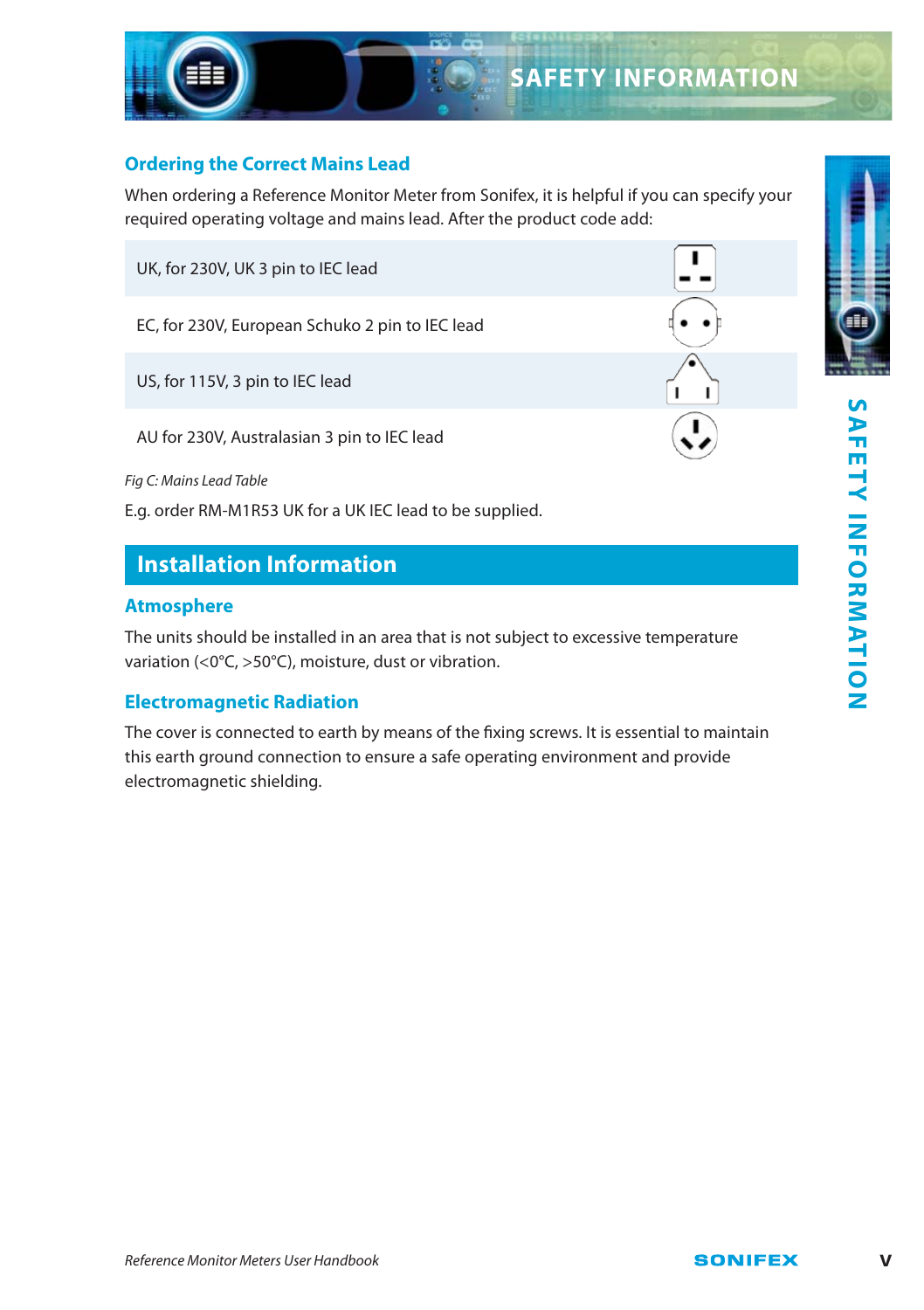## Ordering the Correct Mains Lead

When ordering a Reference Monitor Meter from Sonifex, it is helpful if you can specify your required operating voltage and mains lead. After the product code add:

| | |
|---|---|
| UK, for 230V, UK 3 pin to IEC lead | |
| EC, for 230V, European Schuko 2 pin to IEC lead | |
| US, for 115V, 3 pin to IEC lead | |
| AU for 230V, Australasian 3 pin to IEC lead | |

*Fig C: Mains Lead Table*

E.g. order RM-M1R53 UK for a UK IEC lead to be supplied.

# Installation Information

## Atmosphere

The units should be installed in an area that is not subject to excessive temperature variation (<0°C, >50°C), moisture, dust or vibration.

## Electromagnetic Radiation

The cover is connected to earth by means of the fixing screws. It is essential to maintain this earth ground connection to ensure a safe operating environment and provide electromagnetic shielding.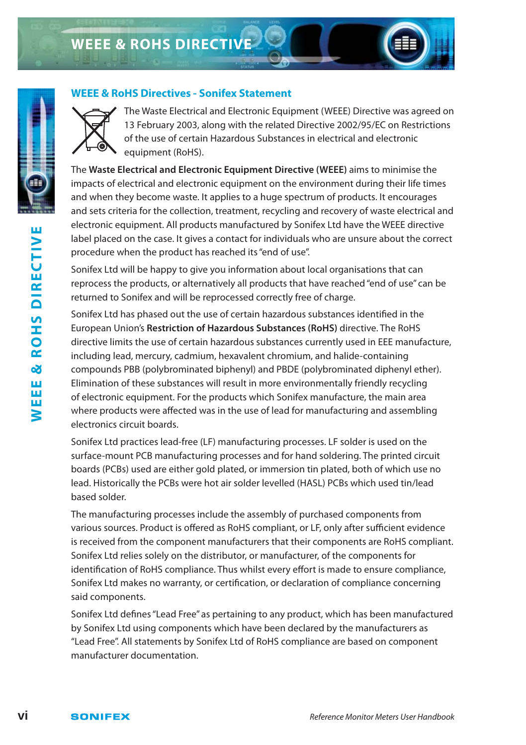# WEEE & ROHS DIRECTIVE

## WEEE & RoHS Directives - Sonifex Statement

The Waste Electrical and Electronic Equipment (WEEE) Directive was agreed on 13 February 2003, along with the related Directive 2002/95/EC on Restrictions of the use of certain Hazardous Substances in electrical and electronic equipment (RoHS).

The **Waste Electrical and Electronic Equipment Directive (WEEE)** aims to minimise the impacts of electrical and electronic equipment on the environment during their life times and when they become waste. It applies to a huge spectrum of products. It encourages and sets criteria for the collection, treatment, recycling and recovery of waste electrical and electronic equipment. All products manufactured by Sonifex Ltd have the WEEE directive label placed on the case. It gives a contact for individuals who are unsure about the correct procedure when the product has reached its "end of use".

Sonifex Ltd will be happy to give you information about local organisations that can reprocess the products, or alternatively all products that have reached "end of use" can be returned to Sonifex and will be reprocessed correctly free of charge.

Sonifex Ltd has phased out the use of certain hazardous substances identified in the European Union's **Restriction of Hazardous Substances (RoHS)** directive. The RoHS directive limits the use of certain hazardous substances currently used in EEE manufacture, including lead, mercury, cadmium, hexavalent chromium, and halide-containing compounds PBB (polybrominated biphenyl) and PBDE (polybrominated diphenyl ether). Elimination of these substances will result in more environmentally friendly recycling of electronic equipment. For the products which Sonifex manufacture, the main area where products were affected was in the use of lead for manufacturing and assembling electronics circuit boards.

Sonifex Ltd practices lead-free (LF) manufacturing processes. LF solder is used on the surface-mount PCB manufacturing processes and for hand soldering. The printed circuit boards (PCBs) used are either gold plated, or immersion tin plated, both of which use no lead. Historically the PCBs were hot air solder levelled (HASL) PCBs which used tin/lead based solder.

The manufacturing processes include the assembly of purchased components from various sources. Product is offered as RoHS compliant, or LF, only after sufficient evidence is received from the component manufacturers that their components are RoHS compliant. Sonifex Ltd relies solely on the distributor, or manufacturer, of the components for identification of RoHS compliance. Thus whilst every effort is made to ensure compliance, Sonifex Ltd makes no warranty, or certification, or declaration of compliance concerning said components.

Sonifex Ltd defines "Lead Free" as pertaining to any product, which has been manufactured by Sonifex Ltd using components which have been declared by the manufacturers as "Lead Free". All statements by Sonifex Ltd of RoHS compliance are based on component manufacturer documentation.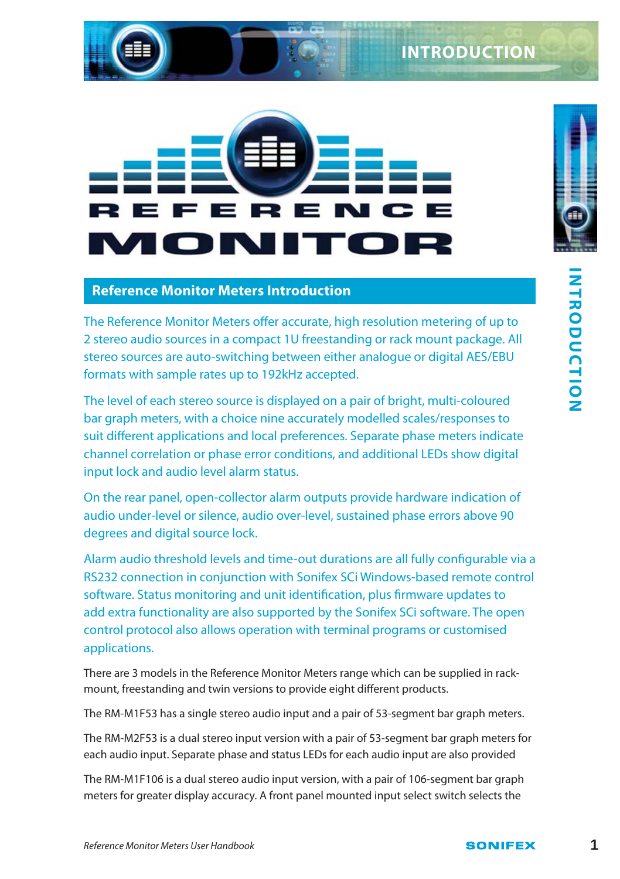## Reference Monitor Meters Introduction

The Reference Monitor Meters offer accurate, high resolution metering of up to 2 stereo audio sources in a compact 1U freestanding or rack mount package. All stereo sources are auto-switching between either analogue or digital AES/EBU formats with sample rates up to 192kHz accepted.

The level of each stereo source is displayed on a pair of bright, multi-coloured bar graph meters, with a choice nine accurately modelled scales/responses to suit different applications and local preferences. Separate phase meters indicate channel correlation or phase error conditions, and additional LEDs show digital input lock and audio level alarm status.

On the rear panel, open-collector alarm outputs provide hardware indication of audio under-level or silence, audio over-level, sustained phase errors above 90 degrees and digital source lock.

Alarm audio threshold levels and time-out durations are all fully configurable via a RS232 connection in conjunction with Sonifex SCi Windows-based remote control software. Status monitoring and unit identification, plus firmware updates to add extra functionality are also supported by the Sonifex SCi software. The open control protocol also allows operation with terminal programs or customised applications.

There are 3 models in the Reference Monitor Meters range which can be supplied in rack-mount, freestanding and twin versions to provide eight different products.

The RM-M1F53 has a single stereo audio input and a pair of 53-segment bar graph meters.

The RM-M2F53 is a dual stereo input version with a pair of 53-segment bar graph meters for each audio input. Separate phase and status LEDs for each audio input are also provided

The RM-M1F106 is a dual stereo audio input version, with a pair of 106-segment bar graph meters for greater display accuracy. A front panel mounted input select switch selects the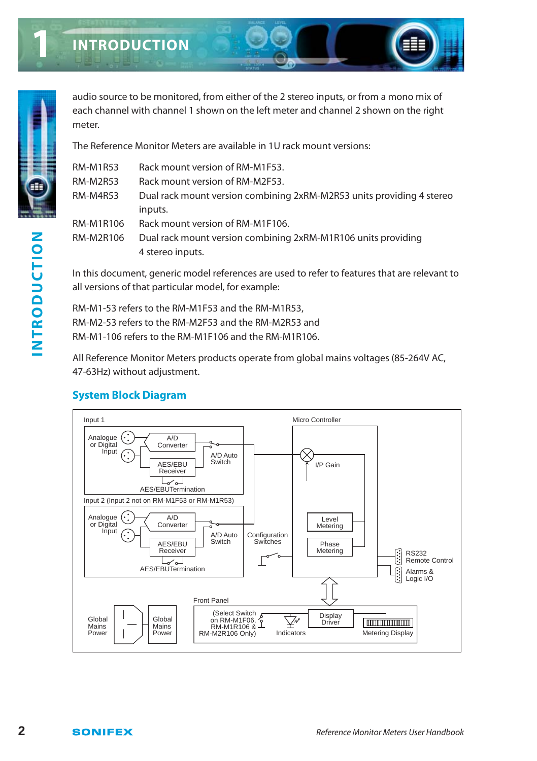audio source to be monitored, from either of the 2 stereo inputs, or from a mono mix of each channel with channel 1 shown on the left meter and channel 2 shown on the right meter.

The Reference Monitor Meters are available in 1U rack mount versions:

| | |
|---|---|
| RM-M1R53 | Rack mount version of RM-M1F53. |
| RM-M2R53 | Rack mount version of RM-M2F53. |
| RM-M4R53 | Dual rack mount version combining 2xRM-M2R53 units providing 4 stereo inputs. |
| RM-M1R106 | Rack mount version of RM-M1F106. |
| RM-M2R106 | Dual rack mount version combining 2xRM-M1R106 units providing 4 stereo inputs. |

In this document, generic model references are used to refer to features that are relevant to all versions of that particular model, for example:

RM-M1-53 refers to the RM-M1F53 and the RM-M1R53,
RM-M2-53 refers to the RM-M2F53 and the RM-M2R53 and
RM-M1-106 refers to the RM-M1F106 and the RM-M1R106.

All Reference Monitor Meters products operate from global mains voltages (85-264V AC, 47-63Hz) without adjustment.

## System Block Diagram

Input 1

Analogue or Digital Input — A/D Converter — AES/EBU Receiver — A/D Auto Switch — AES/EBU Termination

Input 2 (Input 2 not on RM-M1F53 or RM-M1R53)

Analogue or Digital Input — A/D Converter — AES/EBU Receiver — A/D Auto Switch — AES/EBU Termination

Configuration Switches

Micro Controller — I/P Gain — Level Metering — Phase Metering

RS232 Remote Control

Alarms & Logic I/O

Global Mains Power — Global Mains Power

Front Panel — (Select Switch on RM-M1F06, RM-M1R106 & RM-M2R106 Only) — Indicators — Display Driver — Metering Display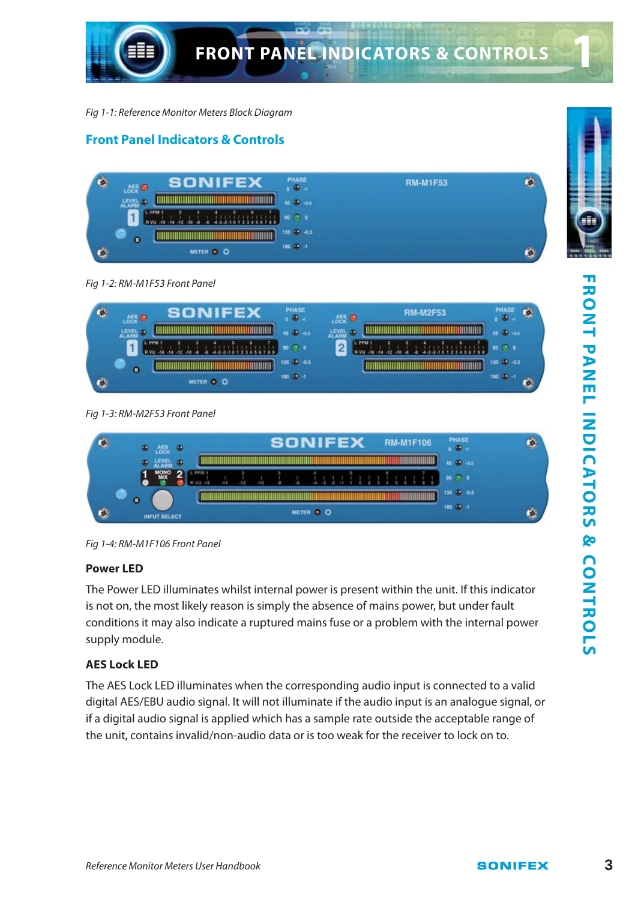Fig 1-1: Reference Monitor Meters Block Diagram

## Front Panel Indicators & Controls

Fig 1-2: RM-M1F53 Front Panel

Fig 1-3: RM-M2F53 Front Panel

Fig 1-4: RM-M1F106 Front Panel

### Power LED

The Power LED illuminates whilst internal power is present within the unit. If this indicator is not on, the most likely reason is simply the absence of mains power, but under fault conditions it may also indicate a ruptured mains fuse or a problem with the internal power supply module.

### AES Lock LED

The AES Lock LED illuminates when the corresponding audio input is connected to a valid digital AES/EBU audio signal. It will not illuminate if the audio input is an analogue signal, or if a digital audio signal is applied which has a sample rate outside the acceptable range of the unit, contains invalid/non-audio data or is too weak for the receiver to lock on to.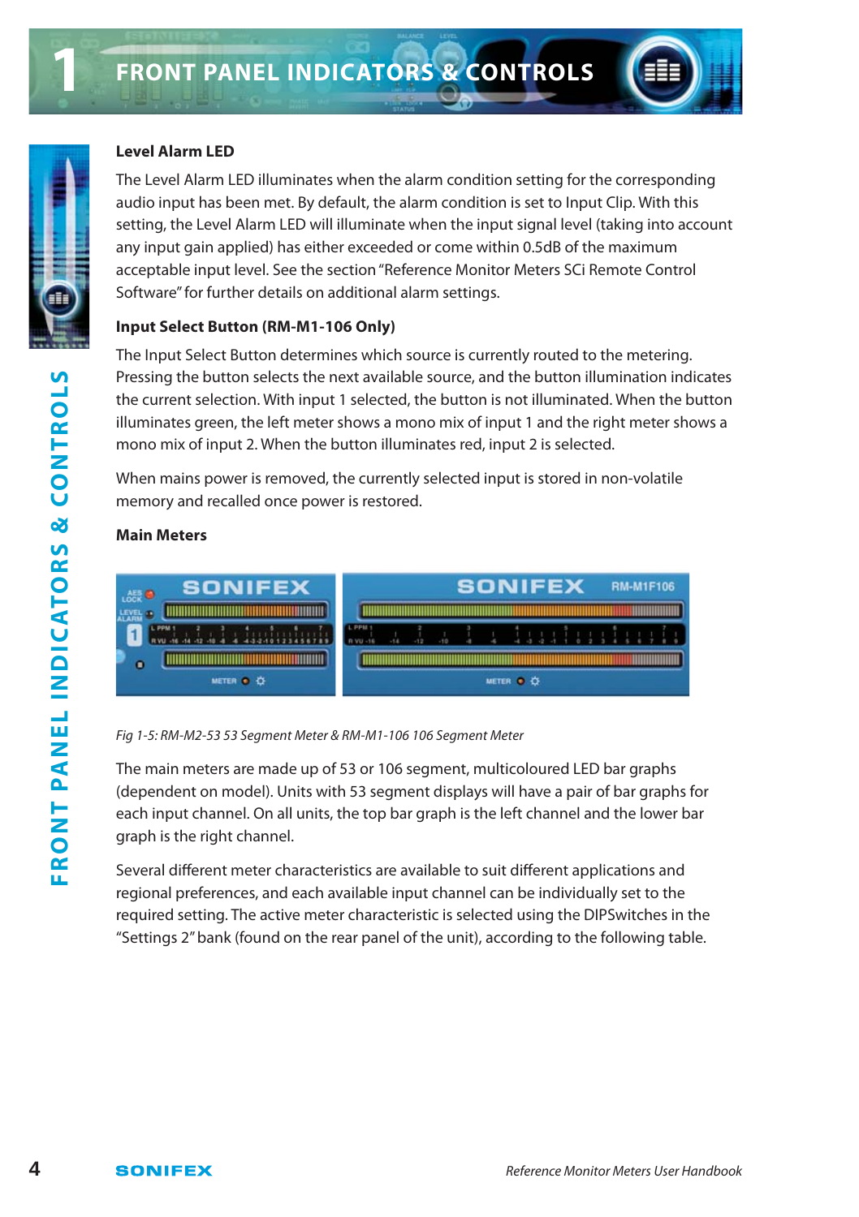## Level Alarm LED

The Level Alarm LED illuminates when the alarm condition setting for the corresponding audio input has been met. By default, the alarm condition is set to Input Clip. With this setting, the Level Alarm LED will illuminate when the input signal level (taking into account any input gain applied) has either exceeded or come within 0.5dB of the maximum acceptable input level. See the section "Reference Monitor Meters SCi Remote Control Software" for further details on additional alarm settings.

## Input Select Button (RM-M1-106 Only)

The Input Select Button determines which source is currently routed to the metering. Pressing the button selects the next available source, and the button illumination indicates the current selection. With input 1 selected, the button is not illuminated. When the button illuminates green, the left meter shows a mono mix of input 1 and the right meter shows a mono mix of input 2. When the button illuminates red, input 2 is selected.

When mains power is removed, the currently selected input is stored in non-volatile memory and recalled once power is restored.

## Main Meters

*Fig 1-5: RM-M2-53 53 Segment Meter & RM-M1-106 106 Segment Meter*

The main meters are made up of 53 or 106 segment, multicoloured LED bar graphs (dependent on model). Units with 53 segment displays will have a pair of bar graphs for each input channel. On all units, the top bar graph is the left channel and the lower bar graph is the right channel.

Several different meter characteristics are available to suit different applications and regional preferences, and each available input channel can be individually set to the required setting. The active meter characteristic is selected using the DIPSwitches in the "Settings 2" bank (found on the rear panel of the unit), according to the following table.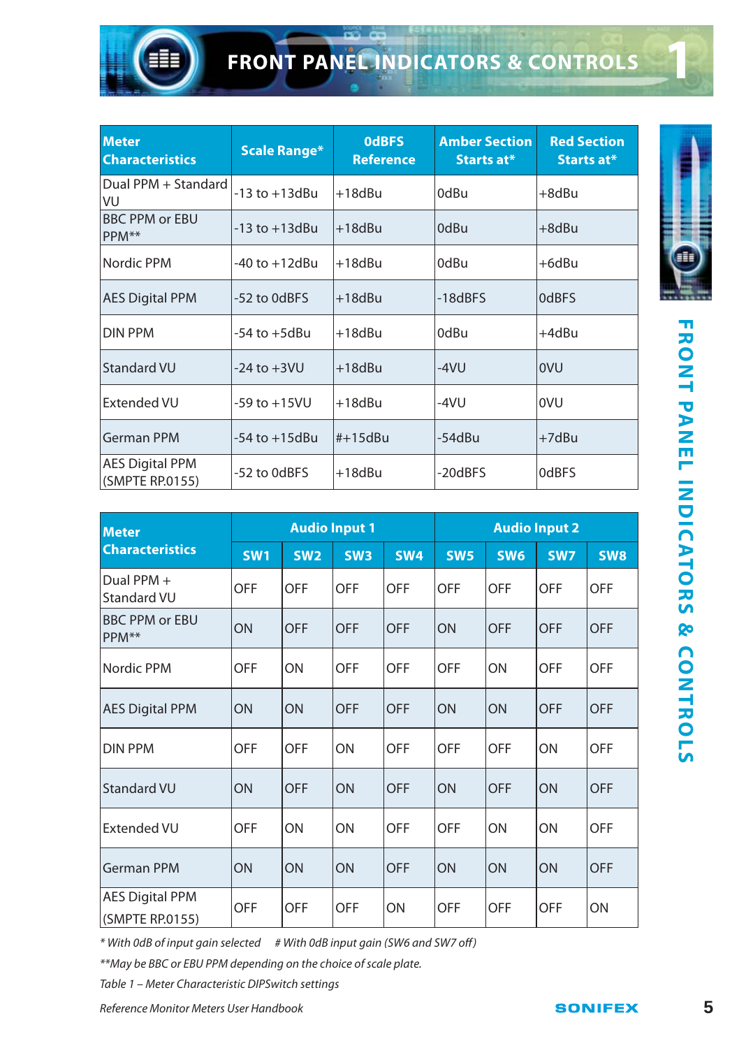| Meter Characteristics | Scale Range* | 0dBFS Reference | Amber Section Starts at* | Red Section Starts at* |
|---|---|---|---|---|
| Dual PPM + Standard VU | -13 to +13dBu | +18dBu | 0dBu | +8dBu |
| BBC PPM or EBU PPM** | -13 to +13dBu | +18dBu | 0dBu | +8dBu |
| Nordic PPM | -40 to +12dBu | +18dBu | 0dBu | +6dBu |
| AES Digital PPM | -52 to 0dBFS | +18dBu | -18dBFS | 0dBFS |
| DIN PPM | -54 to +5dBu | +18dBu | 0dBu | +4dBu |
| Standard VU | -24 to +3VU | +18dBu | -4VU | 0VU |
| Extended VU | -59 to +15VU | +18dBu | -4VU | 0VU |
| German PPM | -54 to +15dBu | #+15dBu | -54dBu | +7dBu |
| AES Digital PPM (SMPTE RP.0155) | -52 to 0dBFS | +18dBu | -20dBFS | 0dBFS |

| Meter Characteristics | Audio Input 1 | | | | Audio Input 2 | | | |
|---|---|---|---|---|---|---|---|---|
| | SW1 | SW2 | SW3 | SW4 | SW5 | SW6 | SW7 | SW8 |
| Dual PPM + Standard VU | OFF | OFF | OFF | OFF | OFF | OFF | OFF | OFF |
| BBC PPM or EBU PPM** | ON | OFF | OFF | OFF | ON | OFF | OFF | OFF |
| Nordic PPM | OFF | ON | OFF | OFF | OFF | ON | OFF | OFF |
| AES Digital PPM | ON | ON | OFF | OFF | ON | ON | OFF | OFF |
| DIN PPM | OFF | OFF | ON | OFF | OFF | OFF | ON | OFF |
| Standard VU | ON | OFF | ON | OFF | ON | OFF | ON | OFF |
| Extended VU | OFF | ON | ON | OFF | OFF | ON | ON | OFF |
| German PPM | ON | ON | ON | OFF | ON | ON | ON | OFF |
| AES Digital PPM (SMPTE RP.0155) | OFF | OFF | OFF | ON | OFF | OFF | OFF | ON |

*\* With 0dB of input gain selected    # With 0dB input gain (SW6 and SW7 off)*

*\*\*May be BBC or EBU PPM depending on the choice of scale plate.*

*Table 1 – Meter Characteristic DIPSwitch settings*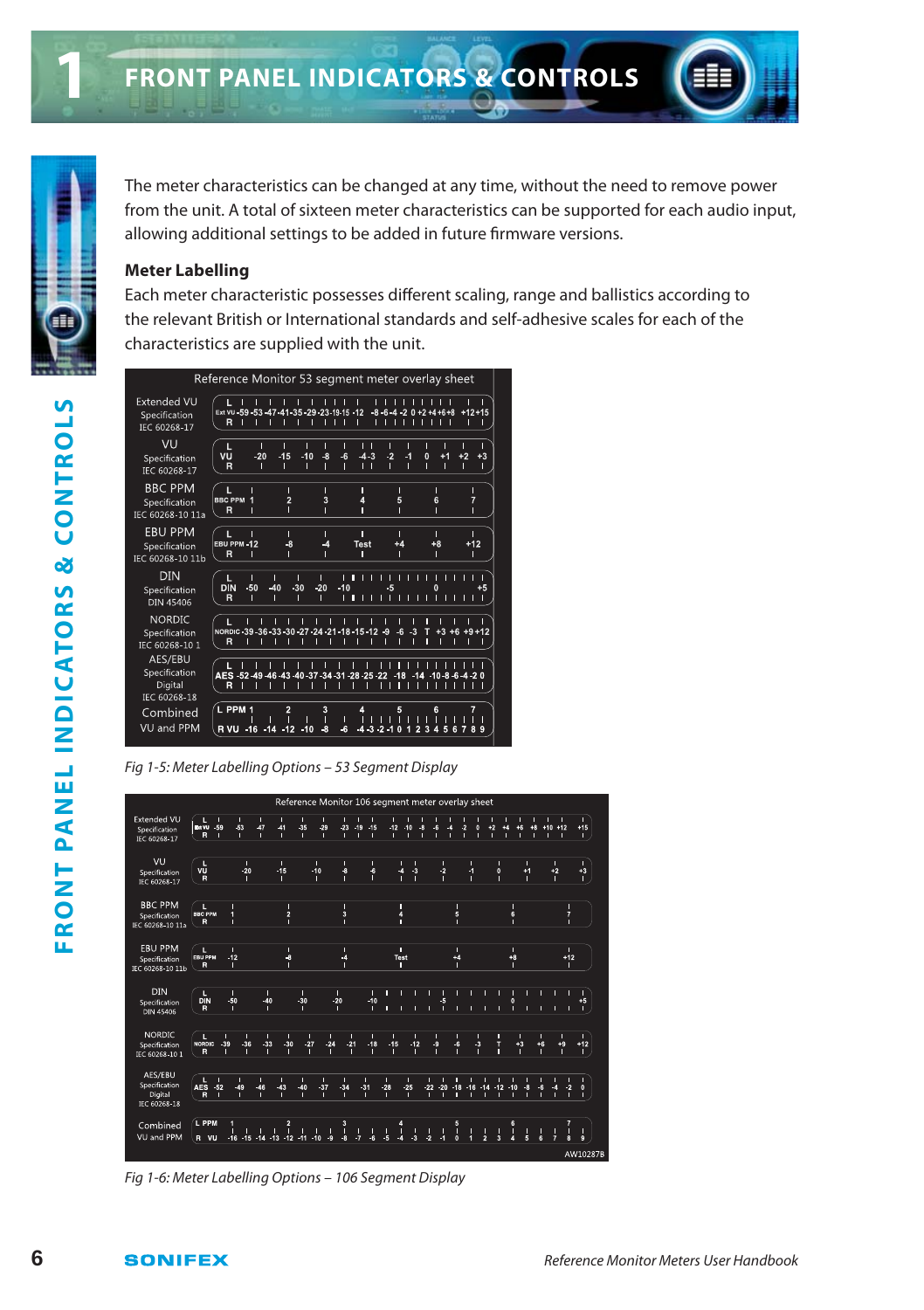The meter characteristics can be changed at any time, without the need to remove power from the unit. A total of sixteen meter characteristics can be supported for each audio input, allowing additional settings to be added in future firmware versions.

### Meter Labelling

Each meter characteristic possesses different scaling, range and ballistics according to the relevant British or International standards and self-adhesive scales for each of the characteristics are supplied with the unit.

Reference Monitor 53 segment meter overlay sheet

| Characteristic | Scale |
|---|---|
| Extended VU Specification IEC 60268-17 | Ext VU -59 -53 -47 -41 -35 -29 -23 -19 -15 -12 -8 -6 -4 -2 0 +2 +4 +6 +8 +12 +15 |
| VU Specification IEC 60268-17 | VU -20 -15 -10 -8 -6 -4 -3 -2 -1 0 +1 +2 +3 |
| BBC PPM Specification IEC 60268-10 11a | BBC PPM 1 2 3 4 5 6 7 |
| EBU PPM Specification IEC 60268-10 11b | EBU PPM -12 -8 -4 Test +4 +8 +12 |
| DIN Specification DIN 45406 | DIN -50 -40 -30 -20 -10 -5 0 +5 |
| NORDIC Specification IEC 60268-10 1 | NORDIC -39 -36 -33 -30 -27 -24 -21 -18 -15 -12 -9 -6 -3 T +3 +6 +9 +12 |
| AES/EBU Specification Digital IEC 60268-18 | AES -52 -49 -46 -43 -40 -37 -34 -31 -28 -25 -22 -18 -14 -10 -8 -6 -4 -2 0 |
| Combined VU and PPM | PPM 1 2 3 4 5 6 7 / VU -16 -14 -12 -10 -8 -6 -4 -3 -2 -1 0 1 2 3 4 5 6 7 8 9 |

*Fig 1-5: Meter Labelling Options – 53 Segment Display*

Reference Monitor 106 segment meter overlay sheet

| Characteristic | Scale |
|---|---|
| Extended VU Specification IEC 60268-17 | Ext VU -59 -53 -47 -41 -35 -29 -23 -19 -15 -12 -10 -8 -6 -4 -2 0 +2 +4 +6 +8 +10 +12 +15 |
| VU Specification IEC 60268-17 | VU -20 -15 -10 -8 -6 -4 -3 -2 -1 0 +1 +2 +3 |
| BBC PPM Specification IEC 60268-10 11a | BBC PPM 1 2 3 4 5 6 7 |
| EBU PPM Specification IEC 60268-10 11b | EBU PPM -12 -8 -4 Test +4 +8 +12 |
| DIN Specification DIN 45406 | DIN -50 -40 -30 -20 -10 -5 0 +5 |
| NORDIC Specification IEC 60268-10 1 | NORDIC -39 -36 -33 -30 -27 -24 -21 -18 -15 -12 -9 -6 -3 T +3 +6 +9 +12 |
| AES/EBU Specification Digital IEC 60268-18 | AES -52 -49 -46 -43 -40 -37 -34 -31 -28 -25 -22 -20 -18 -16 -14 -12 -10 -8 -6 -4 -2 0 |
| Combined VU and PPM | PPM 1 2 3 4 5 6 7 / VU -16 -15 -14 -13 -12 -11 -10 -9 -8 -7 -6 -5 -4 -3 -2 -1 0 1 2 3 4 5 6 7 8 9 |

AW10287B

*Fig 1-6: Meter Labelling Options – 106 Segment Display*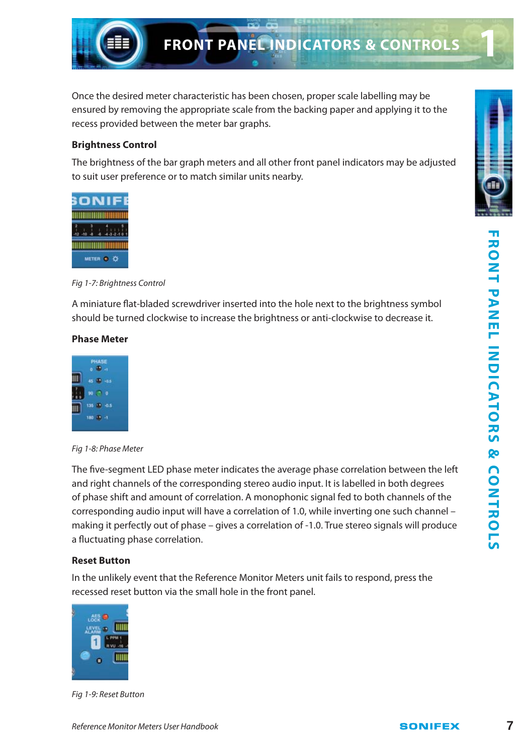Once the desired meter characteristic has been chosen, proper scale labelling may be ensured by removing the appropriate scale from the backing paper and applying it to the recess provided between the meter bar graphs.

### Brightness Control

The brightness of the bar graph meters and all other front panel indicators may be adjusted to suit user preference or to match similar units nearby.

*Fig 1-7: Brightness Control*

A miniature flat-bladed screwdriver inserted into the hole next to the brightness symbol should be turned clockwise to increase the brightness or anti-clockwise to decrease it.

### Phase Meter

*Fig 1-8: Phase Meter*

The five-segment LED phase meter indicates the average phase correlation between the left and right channels of the corresponding stereo audio input. It is labelled in both degrees of phase shift and amount of correlation. A monophonic signal fed to both channels of the corresponding audio input will have a correlation of 1.0, while inverting one such channel – making it perfectly out of phase – gives a correlation of -1.0. True stereo signals will produce a fluctuating phase correlation.

### Reset Button

In the unlikely event that the Reference Monitor Meters unit fails to respond, press the recessed reset button via the small hole in the front panel.

*Fig 1-9: Reset Button*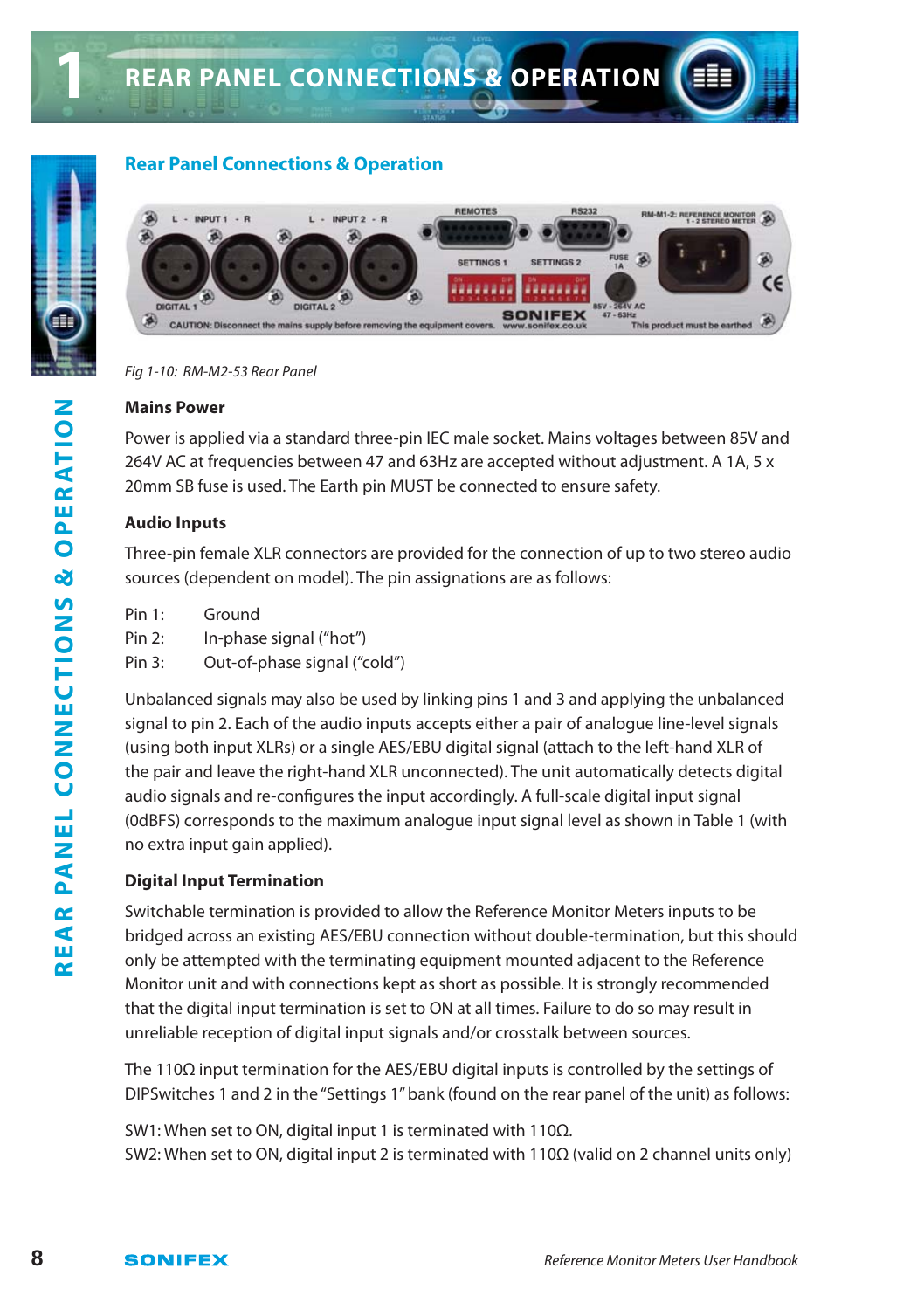## Rear Panel Connections & Operation

*Fig 1-10: RM-M2-53 Rear Panel*

### Mains Power

Power is applied via a standard three-pin IEC male socket. Mains voltages between 85V and 264V AC at frequencies between 47 and 63Hz are accepted without adjustment. A 1A, 5 x 20mm SB fuse is used. The Earth pin MUST be connected to ensure safety.

### Audio Inputs

Three-pin female XLR connectors are provided for the connection of up to two stereo audio sources (dependent on model). The pin assignations are as follows:

Pin 1: Ground
Pin 2: In-phase signal ("hot")
Pin 3: Out-of-phase signal ("cold")

Unbalanced signals may also be used by linking pins 1 and 3 and applying the unbalanced signal to pin 2. Each of the audio inputs accepts either a pair of analogue line-level signals (using both input XLRs) or a single AES/EBU digital signal (attach to the left-hand XLR of the pair and leave the right-hand XLR unconnected). The unit automatically detects digital audio signals and re-configures the input accordingly. A full-scale digital input signal (0dBFS) corresponds to the maximum analogue input signal level as shown in Table 1 (with no extra input gain applied).

### Digital Input Termination

Switchable termination is provided to allow the Reference Monitor Meters inputs to be bridged across an existing AES/EBU connection without double-termination, but this should only be attempted with the terminating equipment mounted adjacent to the Reference Monitor unit and with connections kept as short as possible. It is strongly recommended that the digital input termination is set to ON at all times. Failure to do so may result in unreliable reception of digital input signals and/or crosstalk between sources.

The 110Ω input termination for the AES/EBU digital inputs is controlled by the settings of DIPSwitches 1 and 2 in the "Settings 1" bank (found on the rear panel of the unit) as follows:

SW1: When set to ON, digital input 1 is terminated with 110Ω.
SW2: When set to ON, digital input 2 is terminated with 110Ω (valid on 2 channel units only)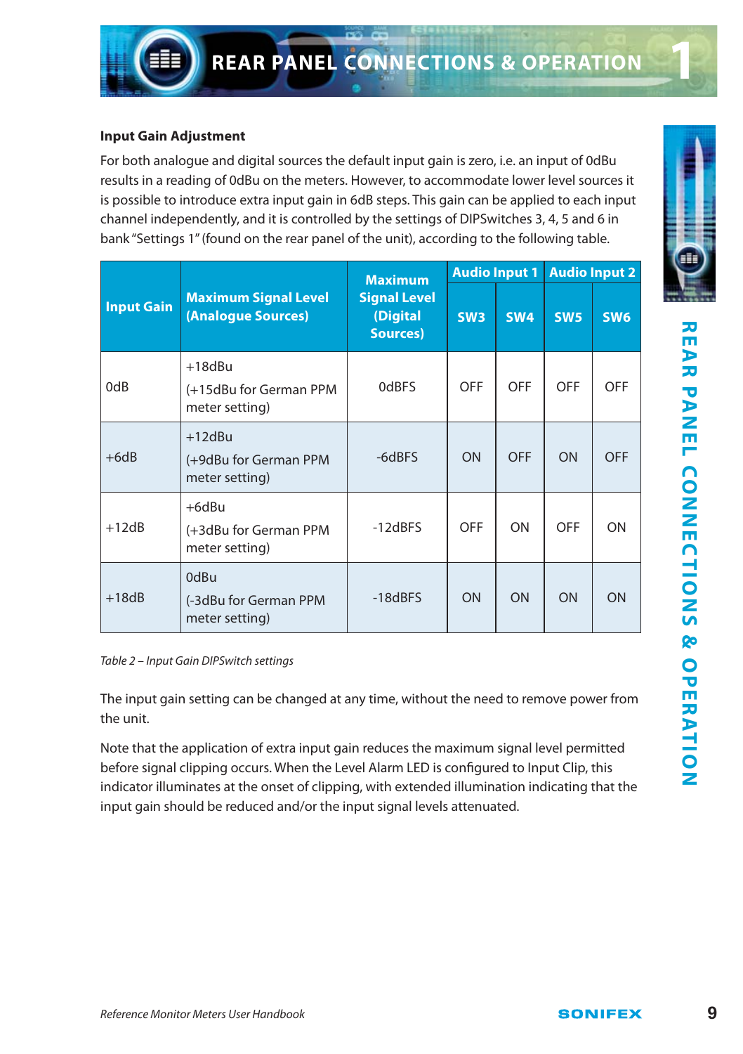### Input Gain Adjustment

For both analogue and digital sources the default input gain is zero, i.e. an input of 0dBu results in a reading of 0dBu on the meters. However, to accommodate lower level sources it is possible to introduce extra input gain in 6dB steps. This gain can be applied to each input channel independently, and it is controlled by the settings of DIPSwitches 3, 4, 5 and 6 in bank "Settings 1" (found on the rear panel of the unit), according to the following table.

| Input Gain | Maximum Signal Level (Analogue Sources) | Maximum Signal Level (Digital Sources) | Audio Input 1 | | Audio Input 2 | |
|---|---|---|---|---|---|---|
| | | | SW3 | SW4 | SW5 | SW6 |
| 0dB | +18dBu (+15dBu for German PPM meter setting) | 0dBFS | OFF | OFF | OFF | OFF |
| +6dB | +12dBu (+9dBu for German PPM meter setting) | -6dBFS | ON | OFF | ON | OFF |
| +12dB | +6dBu (+3dBu for German PPM meter setting) | -12dBFS | OFF | ON | OFF | ON |
| +18dB | 0dBu (-3dBu for German PPM meter setting) | -18dBFS | ON | ON | ON | ON |

*Table 2 – Input Gain DIPSwitch settings*

The input gain setting can be changed at any time, without the need to remove power from the unit.

Note that the application of extra input gain reduces the maximum signal level permitted before signal clipping occurs. When the Level Alarm LED is configured to Input Clip, this indicator illuminates at the onset of clipping, with extended illumination indicating that the input gain should be reduced and/or the input signal levels attenuated.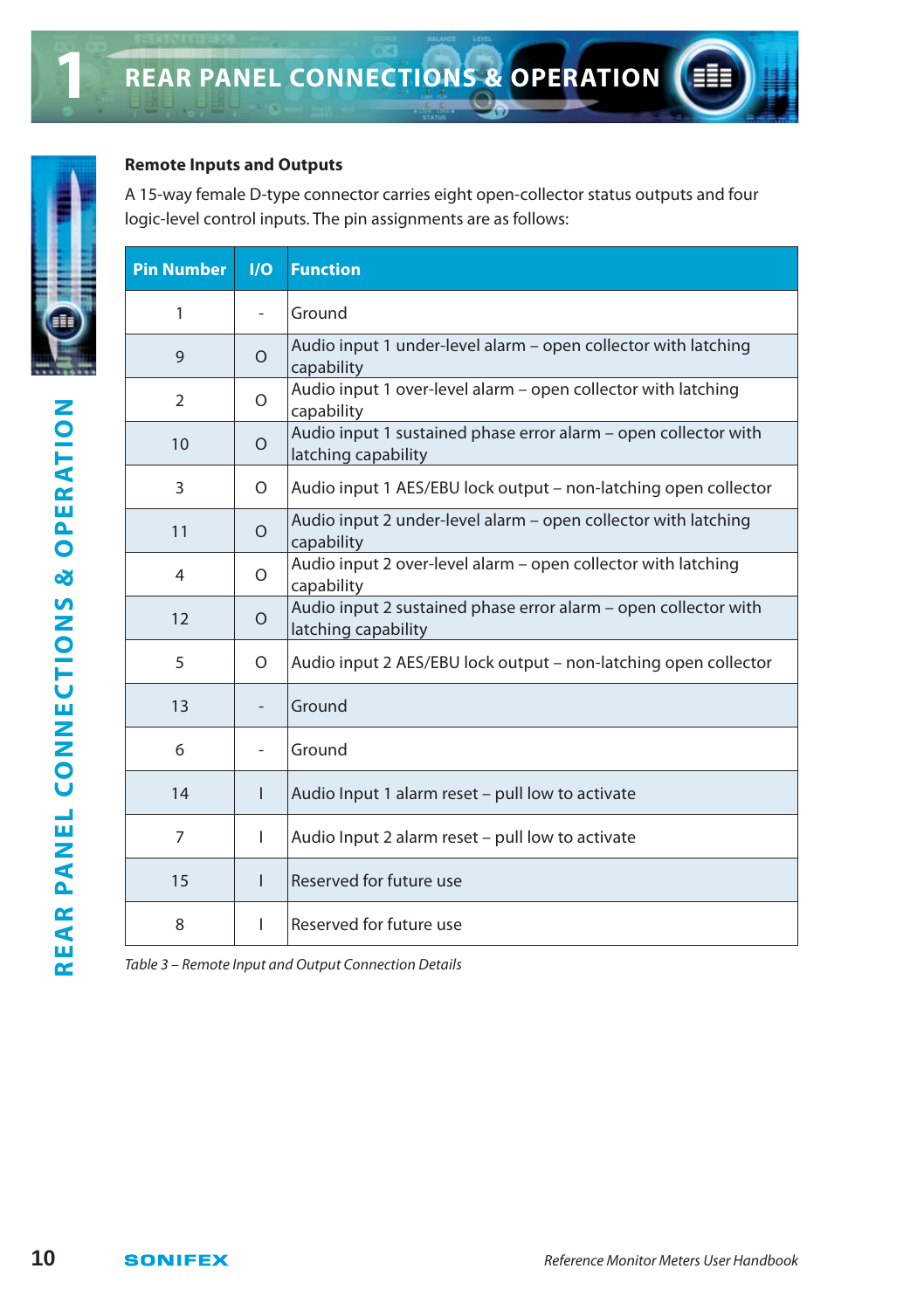## Remote Inputs and Outputs

A 15-way female D-type connector carries eight open-collector status outputs and four logic-level control inputs. The pin assignments are as follows:

| Pin Number | I/O | Function |
|---|---|---|
| 1 | - | Ground |
| 9 | O | Audio input 1 under-level alarm – open collector with latching capability |
| 2 | O | Audio input 1 over-level alarm – open collector with latching capability |
| 10 | O | Audio input 1 sustained phase error alarm – open collector with latching capability |
| 3 | O | Audio input 1 AES/EBU lock output – non-latching open collector |
| 11 | O | Audio input 2 under-level alarm – open collector with latching capability |
| 4 | O | Audio input 2 over-level alarm – open collector with latching capability |
| 12 | O | Audio input 2 sustained phase error alarm – open collector with latching capability |
| 5 | O | Audio input 2 AES/EBU lock output – non-latching open collector |
| 13 | - | Ground |
| 6 | - | Ground |
| 14 | I | Audio Input 1 alarm reset – pull low to activate |
| 7 | I | Audio Input 2 alarm reset – pull low to activate |
| 15 | I | Reserved for future use |
| 8 | I | Reserved for future use |

*Table 3 – Remote Input and Output Connection Details*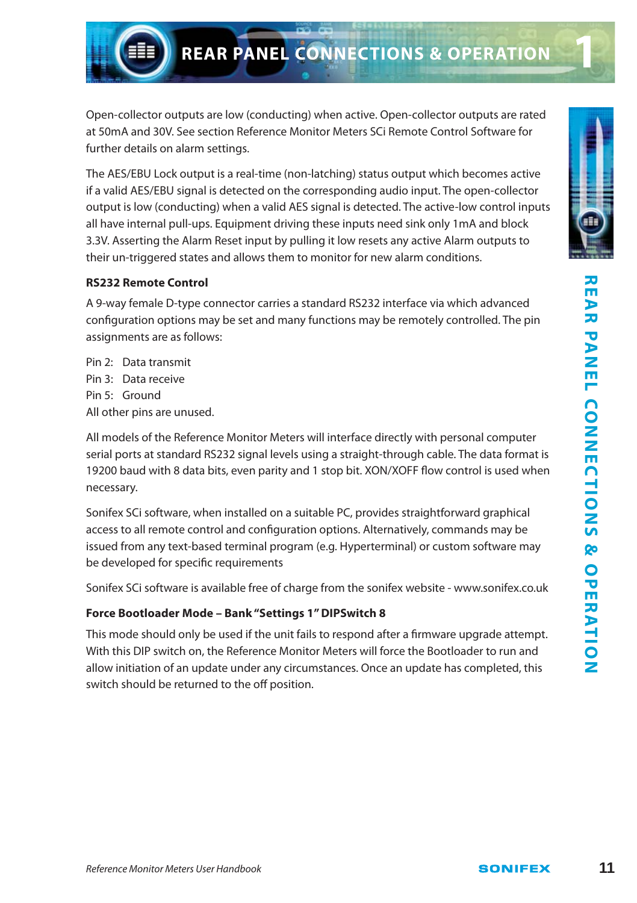Open-collector outputs are low (conducting) when active. Open-collector outputs are rated at 50mA and 30V. See section Reference Monitor Meters SCi Remote Control Software for further details on alarm settings.

The AES/EBU Lock output is a real-time (non-latching) status output which becomes active if a valid AES/EBU signal is detected on the corresponding audio input. The open-collector output is low (conducting) when a valid AES signal is detected. The active-low control inputs all have internal pull-ups. Equipment driving these inputs need sink only 1mA and block 3.3V. Asserting the Alarm Reset input by pulling it low resets any active Alarm outputs to their un-triggered states and allows them to monitor for new alarm conditions.

**RS232 Remote Control**

A 9-way female D-type connector carries a standard RS232 interface via which advanced configuration options may be set and many functions may be remotely controlled. The pin assignments are as follows:

Pin 2: Data transmit
Pin 3: Data receive
Pin 5: Ground
All other pins are unused.

All models of the Reference Monitor Meters will interface directly with personal computer serial ports at standard RS232 signal levels using a straight-through cable. The data format is 19200 baud with 8 data bits, even parity and 1 stop bit. XON/XOFF flow control is used when necessary.

Sonifex SCi software, when installed on a suitable PC, provides straightforward graphical access to all remote control and configuration options. Alternatively, commands may be issued from any text-based terminal program (e.g. Hyperterminal) or custom software may be developed for specific requirements

Sonifex SCi software is available free of charge from the sonifex website - www.sonifex.co.uk

**Force Bootloader Mode – Bank "Settings 1" DIPSwitch 8**

This mode should only be used if the unit fails to respond after a firmware upgrade attempt. With this DIP switch on, the Reference Monitor Meters will force the Bootloader to run and allow initiation of an update under any circumstances. Once an update has completed, this switch should be returned to the off position.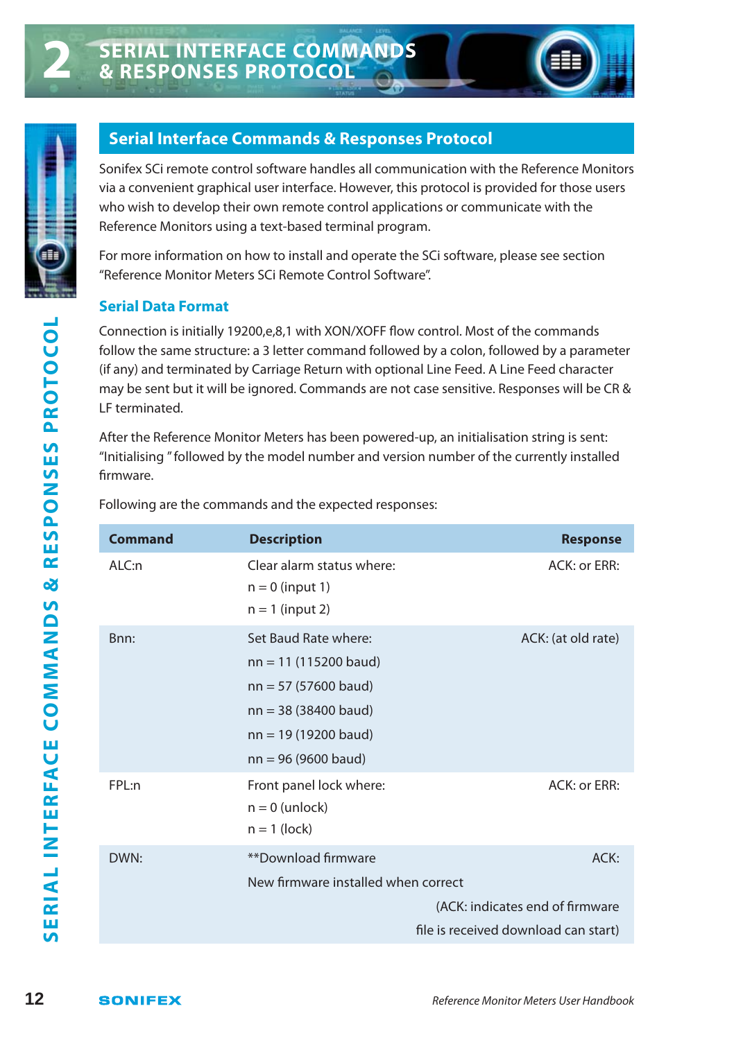## Serial Interface Commands & Responses Protocol

Sonifex SCi remote control software handles all communication with the Reference Monitors via a convenient graphical user interface. However, this protocol is provided for those users who wish to develop their own remote control applications or communicate with the Reference Monitors using a text-based terminal program.

For more information on how to install and operate the SCi software, please see section "Reference Monitor Meters SCi Remote Control Software".

### Serial Data Format

Connection is initially 19200,e,8,1 with XON/XOFF flow control. Most of the commands follow the same structure: a 3 letter command followed by a colon, followed by a parameter (if any) and terminated by Carriage Return with optional Line Feed. A Line Feed character may be sent but it will be ignored. Commands are not case sensitive. Responses will be CR & LF terminated.

After the Reference Monitor Meters has been powered-up, an initialisation string is sent: "Initialising " followed by the model number and version number of the currently installed firmware.

Following are the commands and the expected responses:

| Command | Description | Response |
|---|---|---|
| ALC:n | Clear alarm status where:<br>n = 0 (input 1)<br>n = 1 (input 2) | ACK: or ERR: |
| Bnn: | Set Baud Rate where:<br>nn = 11 (115200 baud)<br>nn = 57 (57600 baud)<br>nn = 38 (38400 baud)<br>nn = 19 (19200 baud)<br>nn = 96 (9600 baud) | ACK: (at old rate) |
| FPL:n | Front panel lock where:<br>n = 0 (unlock)<br>n = 1 (lock) | ACK: or ERR: |
| DWN: | **Download firmware<br>New firmware installed when correct | ACK:<br>(ACK: indicates end of firmware file is received download can start) |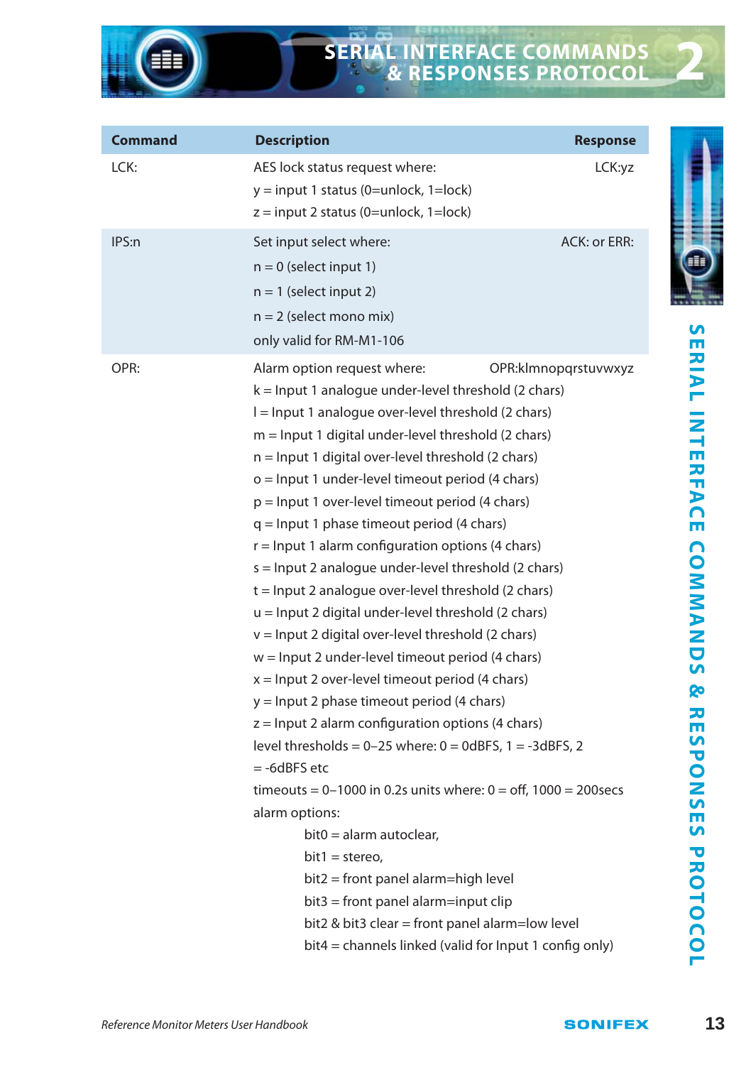| Command | Description | Response |
|---|---|---|
| LCK: | AES lock status request where:<br>y = input 1 status (0=unlock, 1=lock)<br>z = input 2 status (0=unlock, 1=lock) | LCK:yz |
| IPS:n | Set input select where:<br>n = 0 (select input 1)<br>n = 1 (select input 2)<br>n = 2 (select mono mix)<br>only valid for RM-M1-106 | ACK: or ERR: |
| OPR: | Alarm option request where:<br>k = Input 1 analogue under-level threshold (2 chars)<br>l = Input 1 analogue over-level threshold (2 chars)<br>m = Input 1 digital under-level threshold (2 chars)<br>n = Input 1 digital over-level threshold (2 chars)<br>o = Input 1 under-level timeout period (4 chars)<br>p = Input 1 over-level timeout period (4 chars)<br>q = Input 1 phase timeout period (4 chars)<br>r = Input 1 alarm configuration options (4 chars)<br>s = Input 2 analogue under-level threshold (2 chars)<br>t = Input 2 analogue over-level threshold (2 chars)<br>u = Input 2 digital under-level threshold (2 chars)<br>v = Input 2 digital over-level threshold (2 chars)<br>w = Input 2 under-level timeout period (4 chars)<br>x = Input 2 over-level timeout period (4 chars)<br>y = Input 2 phase timeout period (4 chars)<br>z = Input 2 alarm configuration options (4 chars)<br>level thresholds = 0–25 where: 0 = 0dBFS, 1 = -3dBFS, 2 = -6dBFS etc<br>timeouts = 0–1000 in 0.2s units where: 0 = off, 1000 = 200secs<br>alarm options:<br>bit0 = alarm autoclear,<br>bit1 = stereo,<br>bit2 = front panel alarm=high level<br>bit3 = front panel alarm=input clip<br>bit2 & bit3 clear = front panel alarm=low level<br>bit4 = channels linked (valid for Input 1 config only) | OPR:klmnopqrstuvwxyz |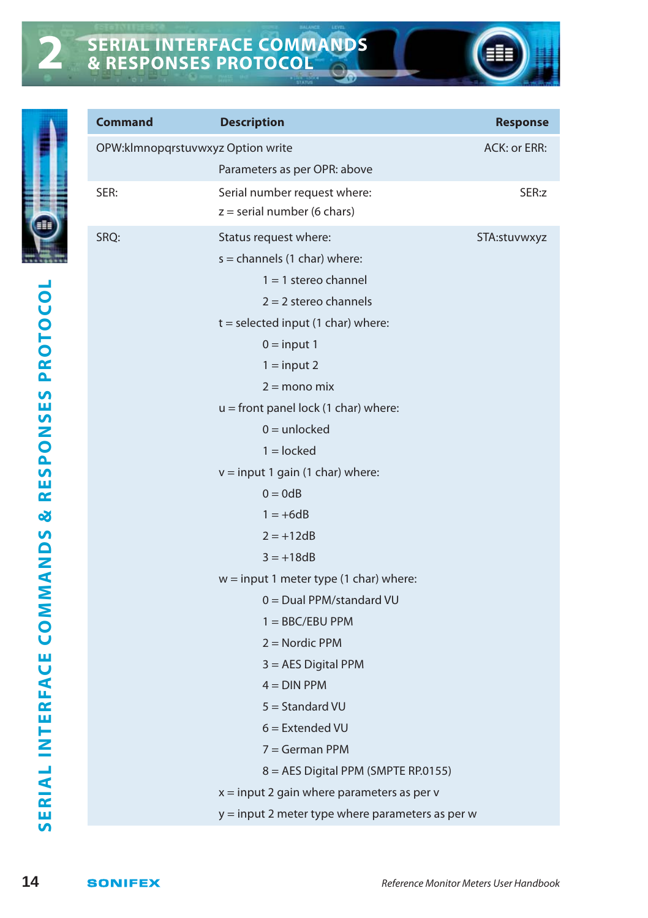## 2 SERIAL INTERFACE COMMANDS & RESPONSES PROTOCOL

| Command | Description | Response |
|---|---|---|
| OPW:klmnopqrstuvwxyz | Option write<br>Parameters as per OPR: above | ACK: or ERR: |
| SER: | Serial number request where:<br>z = serial number (6 chars) | SER:z |
| SRQ: | Status request where:<br>s = channels (1 char) where:<br>1 = 1 stereo channel<br>2 = 2 stereo channels<br>t = selected input (1 char) where:<br>0 = input 1<br>1 = input 2<br>2 = mono mix<br>u = front panel lock (1 char) where:<br>0 = unlocked<br>1 = locked<br>v = input 1 gain (1 char) where:<br>0 = 0dB<br>1 = +6dB<br>2 = +12dB<br>3 = +18dB<br>w = input 1 meter type (1 char) where:<br>0 = Dual PPM/standard VU<br>1 = BBC/EBU PPM<br>2 = Nordic PPM<br>3 = AES Digital PPM<br>4 = DIN PPM<br>5 = Standard VU<br>6 = Extended VU<br>7 = German PPM<br>8 = AES Digital PPM (SMPTE RP.0155)<br>x = input 2 gain where parameters as per v<br>y = input 2 meter type where parameters as per w | STA:stuvwxyz |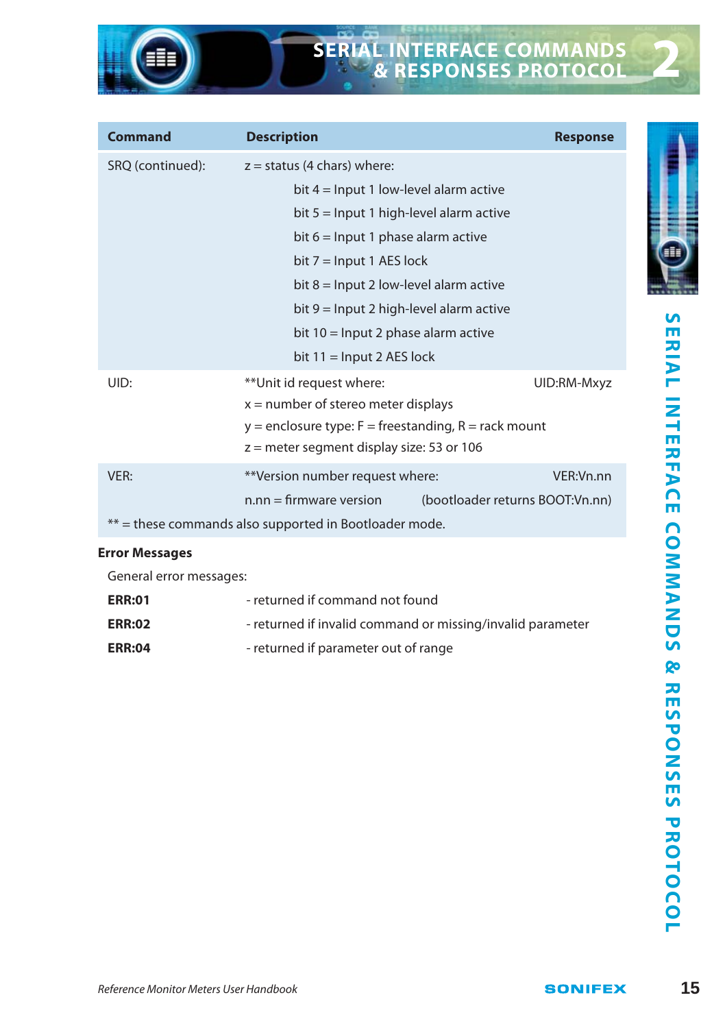| Command | Description | Response |
| --- | --- | --- |
| SRQ (continued): | z = status (4 chars) where: | |
| | bit 4 = Input 1 low-level alarm active | |
| | bit 5 = Input 1 high-level alarm active | |
| | bit 6 = Input 1 phase alarm active | |
| | bit 7 = Input 1 AES lock | |
| | bit 8 = Input 2 low-level alarm active | |
| | bit 9 = Input 2 high-level alarm active | |
| | bit 10 = Input 2 phase alarm active | |
| | bit 11 = Input 2 AES lock | |
| UID: | **Unit id request where: | UID:RM-Mxyz |
| | x = number of stereo meter displays | |
| | y = enclosure type: F = freestanding, R = rack mount | |
| | z = meter segment display size: 53 or 106 | |
| VER: | **Version number request where: | VER:Vn.nn |
| | n.nn = firmware version (bootloader returns BOOT:Vn.nn) | |
| ** = these commands also supported in Bootloader mode. | | |

**Error Messages**

General error messages:

| | |
| --- | --- |
| **ERR:01** | - returned if command not found |
| **ERR:02** | - returned if invalid command or missing/invalid parameter |
| **ERR:04** | - returned if parameter out of range |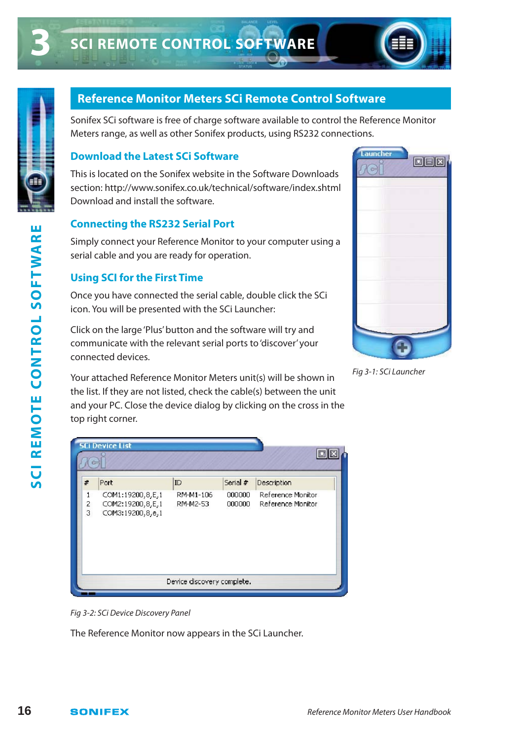## Reference Monitor Meters SCi Remote Control Software

Sonifex SCi software is free of charge software available to control the Reference Monitor Meters range, as well as other Sonifex products, using RS232 connections.

### Download the Latest SCi Software

This is located on the Sonifex website in the Software Downloads section: http://www.sonifex.co.uk/technical/software/index.shtml Download and install the software.

### Connecting the RS232 Serial Port

Simply connect your Reference Monitor to your computer using a serial cable and you are ready for operation.

### Using SCI for the First Time

Once you have connected the serial cable, double click the SCi icon. You will be presented with the SCi Launcher:

Click on the large 'Plus' button and the software will try and communicate with the relevant serial ports to 'discover' your connected devices.

*Fig 3-1: SCi Launcher*

Your attached Reference Monitor Meters unit(s) will be shown in the list. If they are not listed, check the cable(s) between the unit and your PC. Close the device dialog by clicking on the cross in the top right corner.

SCi Device List

| # | Port | ID | Serial # | Description |
|---|---|---|---|---|
| 1 | COM1:19200,8,E,1 | RM-M1-106 | 000000 | Reference Monitor |
| 2 | COM2:19200,8,E,1 | RM-M2-53 | 000000 | Reference Monitor |
| 3 | COM3:19200,8,e,1 | | | |

Device discovery complete.

*Fig 3-2: SCi Device Discovery Panel*

The Reference Monitor now appears in the SCi Launcher.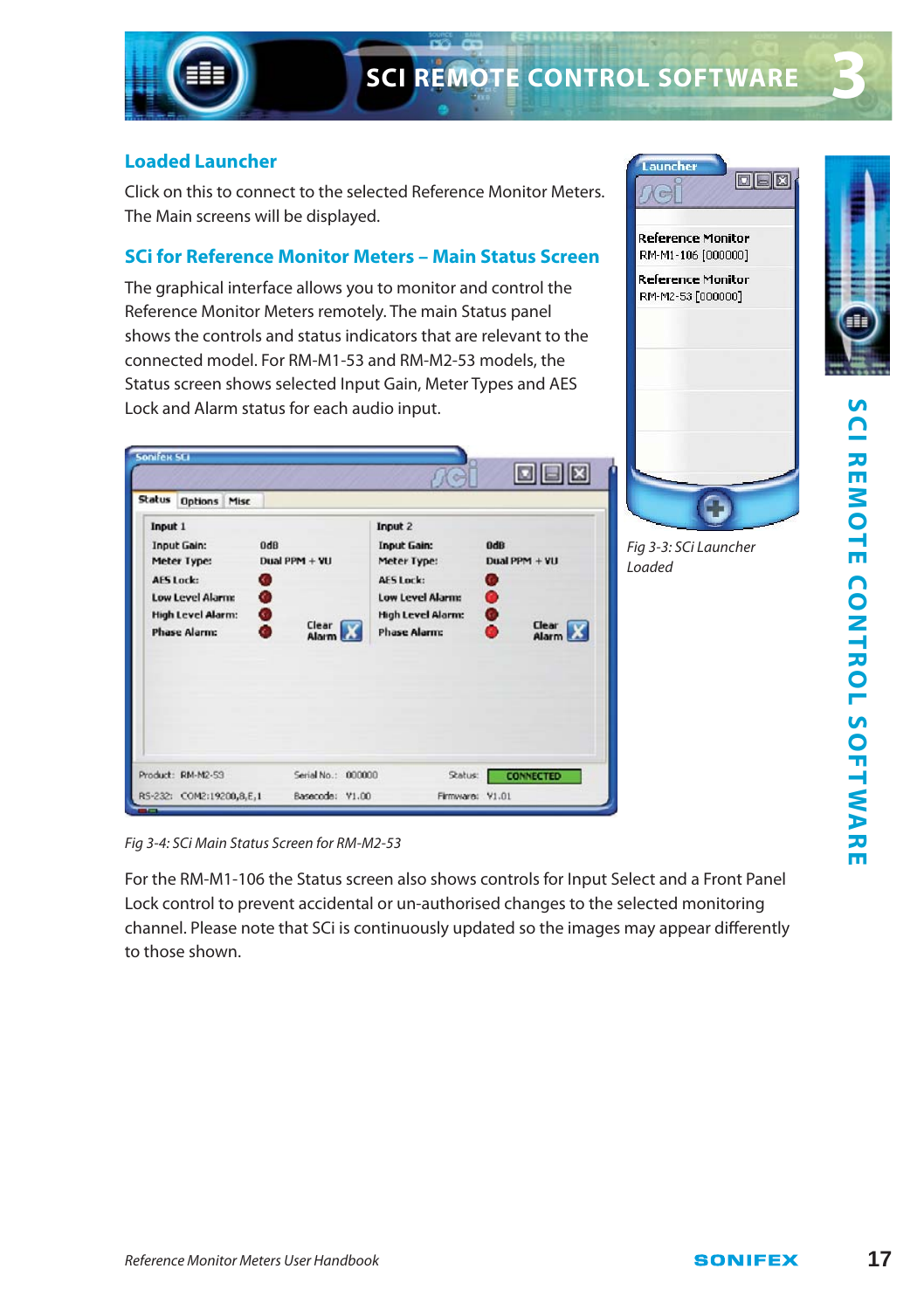## Loaded Launcher

Click on this to connect to the selected Reference Monitor Meters. The Main screens will be displayed.

## SCi for Reference Monitor Meters – Main Status Screen

The graphical interface allows you to monitor and control the Reference Monitor Meters remotely. The main Status panel shows the controls and status indicators that are relevant to the connected model. For RM-M1-53 and RM-M2-53 models, the Status screen shows selected Input Gain, Meter Types and AES Lock and Alarm status for each audio input.

*Fig 3-3: SCi Launcher Loaded*

*Fig 3-4: SCi Main Status Screen for RM-M2-53*

For the RM-M1-106 the Status screen also shows controls for Input Select and a Front Panel Lock control to prevent accidental or un-authorised changes to the selected monitoring channel. Please note that SCi is continuously updated so the images may appear differently to those shown.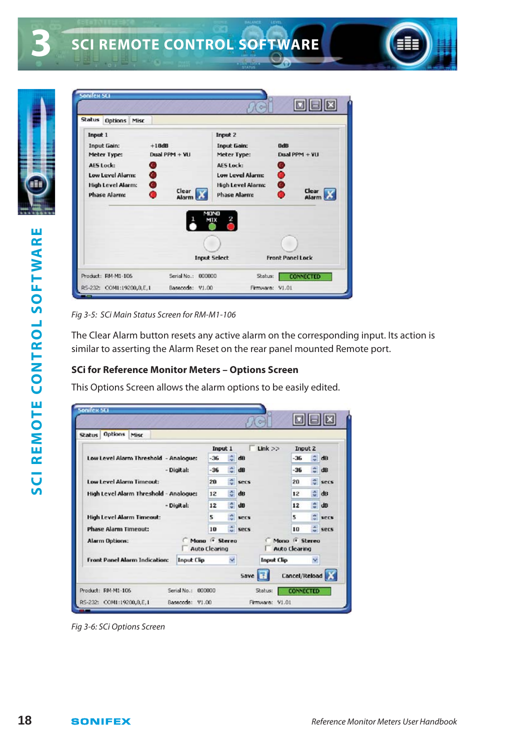Fig 3-5: SCi Main Status Screen for RM-M1-106

The Clear Alarm button resets any active alarm on the corresponding input. Its action is similar to asserting the Alarm Reset on the rear panel mounted Remote port.

### SCi for Reference Monitor Meters – Options Screen

This Options Screen allows the alarm options to be easily edited.

Fig 3-6: SCi Options Screen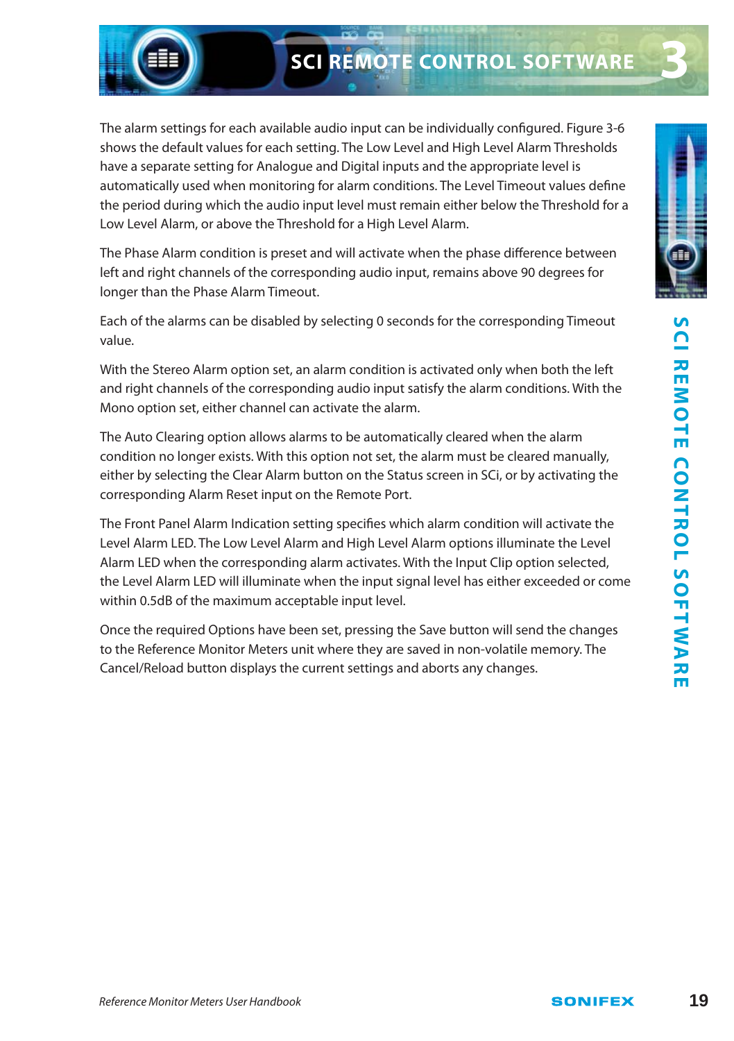The alarm settings for each available audio input can be individually configured. Figure 3-6 shows the default values for each setting. The Low Level and High Level Alarm Thresholds have a separate setting for Analogue and Digital inputs and the appropriate level is automatically used when monitoring for alarm conditions. The Level Timeout values define the period during which the audio input level must remain either below the Threshold for a Low Level Alarm, or above the Threshold for a High Level Alarm.

The Phase Alarm condition is preset and will activate when the phase difference between left and right channels of the corresponding audio input, remains above 90 degrees for longer than the Phase Alarm Timeout.

Each of the alarms can be disabled by selecting 0 seconds for the corresponding Timeout value.

With the Stereo Alarm option set, an alarm condition is activated only when both the left and right channels of the corresponding audio input satisfy the alarm conditions. With the Mono option set, either channel can activate the alarm.

The Auto Clearing option allows alarms to be automatically cleared when the alarm condition no longer exists. With this option not set, the alarm must be cleared manually, either by selecting the Clear Alarm button on the Status screen in SCi, or by activating the corresponding Alarm Reset input on the Remote Port.

The Front Panel Alarm Indication setting specifies which alarm condition will activate the Level Alarm LED. The Low Level Alarm and High Level Alarm options illuminate the Level Alarm LED when the corresponding alarm activates. With the Input Clip option selected, the Level Alarm LED will illuminate when the input signal level has either exceeded or come within 0.5dB of the maximum acceptable input level.

Once the required Options have been set, pressing the Save button will send the changes to the Reference Monitor Meters unit where they are saved in non-volatile memory. The Cancel/Reload button displays the current settings and aborts any changes.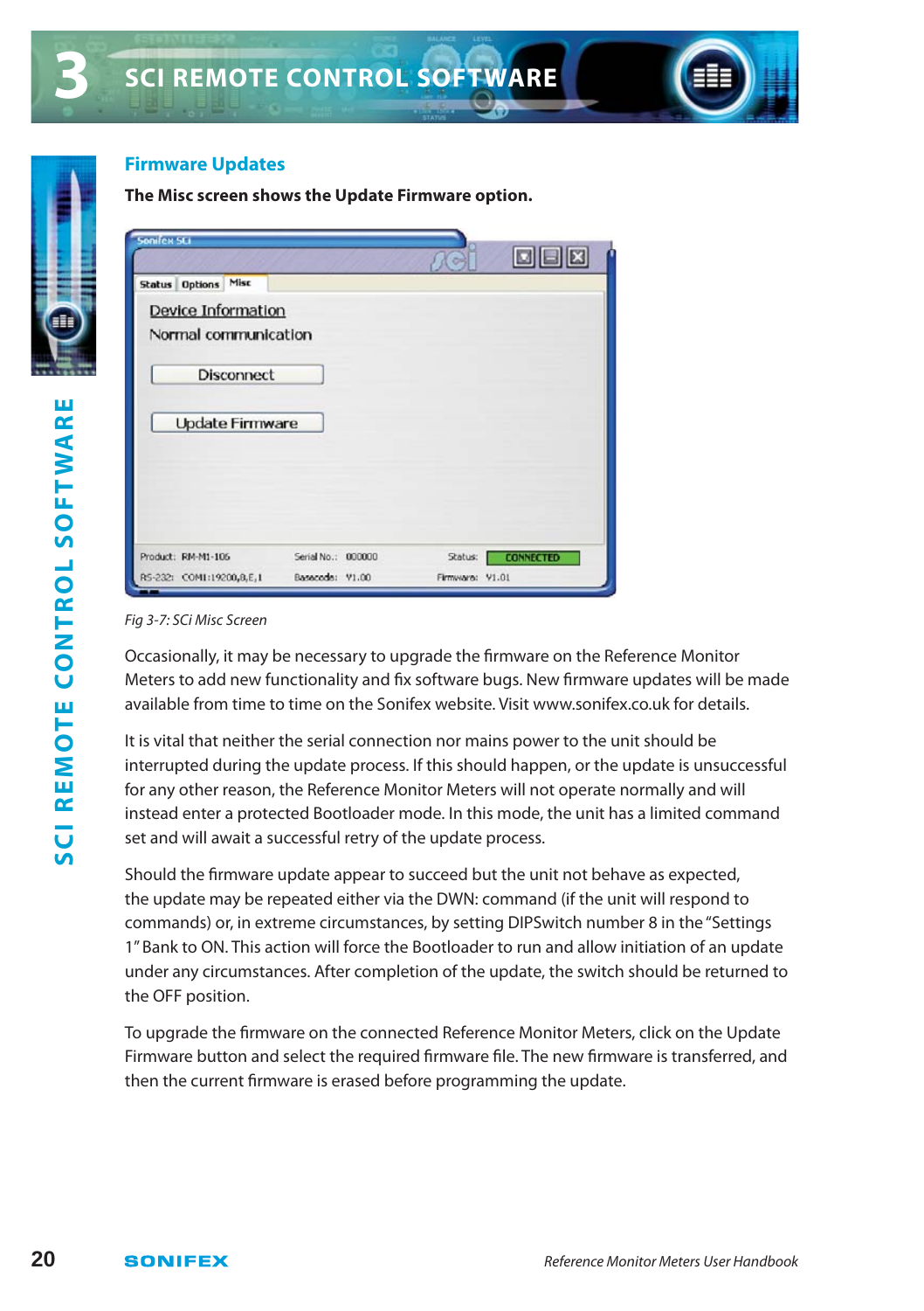## Firmware Updates

**The Misc screen shows the Update Firmware option.**

*Fig 3-7: SCi Misc Screen*

Occasionally, it may be necessary to upgrade the firmware on the Reference Monitor Meters to add new functionality and fix software bugs. New firmware updates will be made available from time to time on the Sonifex website. Visit www.sonifex.co.uk for details.

It is vital that neither the serial connection nor mains power to the unit should be interrupted during the update process. If this should happen, or the update is unsuccessful for any other reason, the Reference Monitor Meters will not operate normally and will instead enter a protected Bootloader mode. In this mode, the unit has a limited command set and will await a successful retry of the update process.

Should the firmware update appear to succeed but the unit not behave as expected, the update may be repeated either via the DWN: command (if the unit will respond to commands) or, in extreme circumstances, by setting DIPSwitch number 8 in the "Settings 1" Bank to ON. This action will force the Bootloader to run and allow initiation of an update under any circumstances. After completion of the update, the switch should be returned to the OFF position.

To upgrade the firmware on the connected Reference Monitor Meters, click on the Update Firmware button and select the required firmware file. The new firmware is transferred, and then the current firmware is erased before programming the update.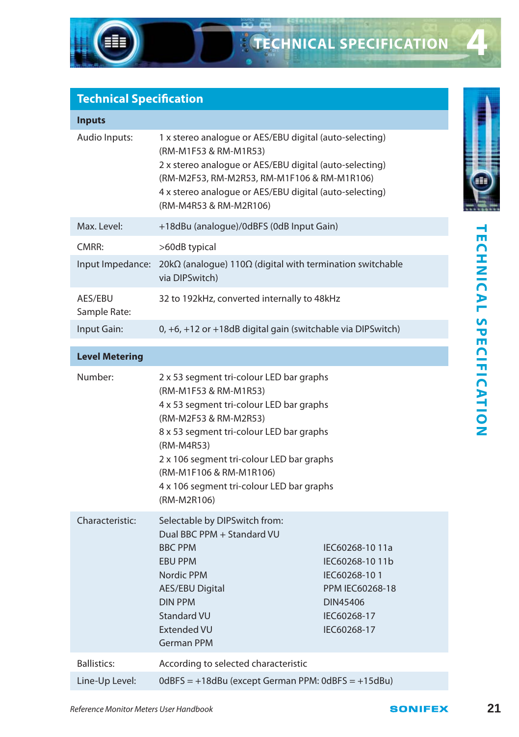## Technical Specification

| **Inputs** | |
|---|---|
| Audio Inputs: | 1 x stereo analogue or AES/EBU digital (auto-selecting) (RM-M1F53 & RM-M1R53)<br>2 x stereo analogue or AES/EBU digital (auto-selecting) (RM-M2F53, RM-M2R53, RM-M1F106 & RM-M1R106)<br>4 x stereo analogue or AES/EBU digital (auto-selecting) (RM-M4R53 & RM-M2R106) |
| Max. Level: | +18dBu (analogue)/0dBFS (0dB Input Gain) |
| CMRR: | >60dB typical |
| Input Impedance: | 20kΩ (analogue) 110Ω (digital with termination switchable via DIPSwitch) |
| AES/EBU Sample Rate: | 32 to 192kHz, converted internally to 48kHz |
| Input Gain: | 0, +6, +12 or +18dB digital gain (switchable via DIPSwitch) |

| **Level Metering** | | |
|---|---|---|
| Number: | 2 x 53 segment tri-colour LED bar graphs (RM-M1F53 & RM-M1R53)<br>4 x 53 segment tri-colour LED bar graphs (RM-M2F53 & RM-M2R53)<br>8 x 53 segment tri-colour LED bar graphs (RM-M4R53)<br>2 x 106 segment tri-colour LED bar graphs (RM-M1F106 & RM-M1R106)<br>4 x 106 segment tri-colour LED bar graphs (RM-M2R106) | |
| Characteristic: | Selectable by DIPSwitch from: | |
| | Dual BBC PPM + Standard VU | |
| | BBC PPM | IEC60268-10 11a |
| | EBU PPM | IEC60268-10 11b |
| | Nordic PPM | IEC60268-10 1 |
| | AES/EBU Digital | PPM IEC60268-18 |
| | DIN PPM | DIN45406 |
| | Standard VU | IEC60268-17 |
| | Extended VU | IEC60268-17 |
| | German PPM | |
| Ballistics: | According to selected characteristic | |
| Line-Up Level: | 0dBFS = +18dBu (except German PPM: 0dBFS = +15dBu) | |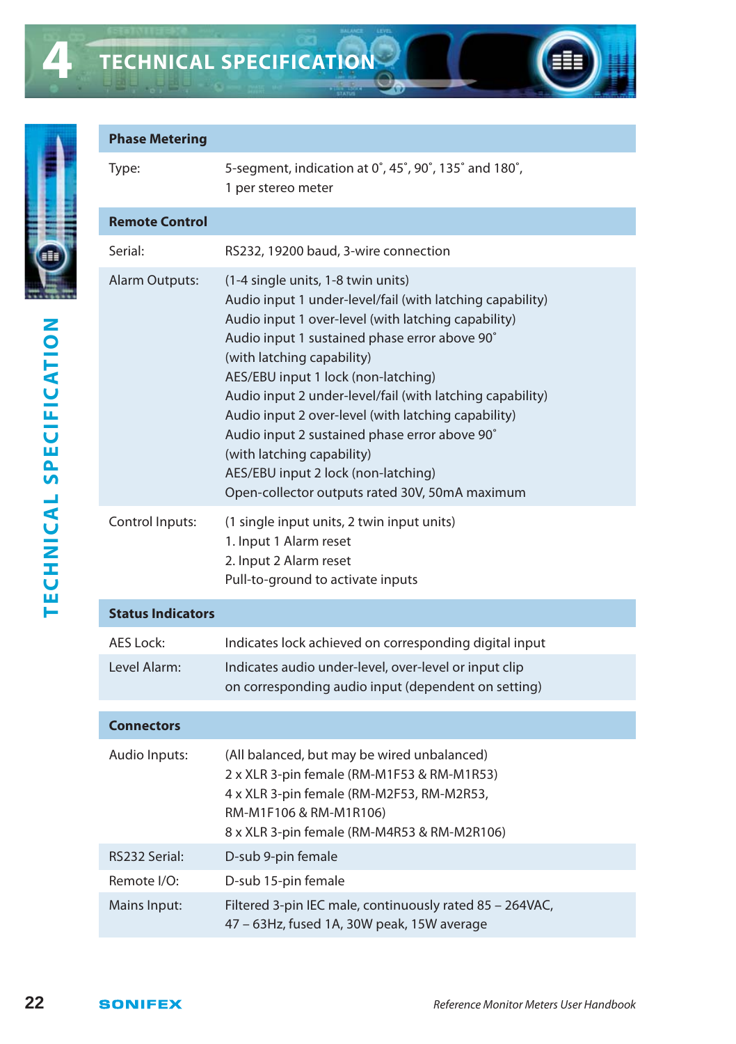# 4 TECHNICAL SPECIFICATION

| **Phase Metering** | |
|---|---|
| Type: | 5-segment, indication at 0˚, 45˚, 90˚, 135˚ and 180˚, 1 per stereo meter |
| **Remote Control** | |
| Serial: | RS232, 19200 baud, 3-wire connection |
| Alarm Outputs: | (1-4 single units, 1-8 twin units)<br>Audio input 1 under-level/fail (with latching capability)<br>Audio input 1 over-level (with latching capability)<br>Audio input 1 sustained phase error above 90˚ (with latching capability)<br>AES/EBU input 1 lock (non-latching)<br>Audio input 2 under-level/fail (with latching capability)<br>Audio input 2 over-level (with latching capability)<br>Audio input 2 sustained phase error above 90˚ (with latching capability)<br>AES/EBU input 2 lock (non-latching)<br>Open-collector outputs rated 30V, 50mA maximum |
| Control Inputs: | (1 single input units, 2 twin input units)<br>1. Input 1 Alarm reset<br>2. Input 2 Alarm reset<br>Pull-to-ground to activate inputs |
| **Status Indicators** | |
| AES Lock: | Indicates lock achieved on corresponding digital input |
| Level Alarm: | Indicates audio under-level, over-level or input clip on corresponding audio input (dependent on setting) |
| **Connectors** | |
| Audio Inputs: | (All balanced, but may be wired unbalanced)<br>2 x XLR 3-pin female (RM-M1F53 & RM-M1R53)<br>4 x XLR 3-pin female (RM-M2F53, RM-M2R53, RM-M1F106 & RM-M1R106)<br>8 x XLR 3-pin female (RM-M4R53 & RM-M2R106) |
| RS232 Serial: | D-sub 9-pin female |
| Remote I/O: | D-sub 15-pin female |
| Mains Input: | Filtered 3-pin IEC male, continuously rated 85 – 264VAC, 47 – 63Hz, fused 1A, 30W peak, 15W average |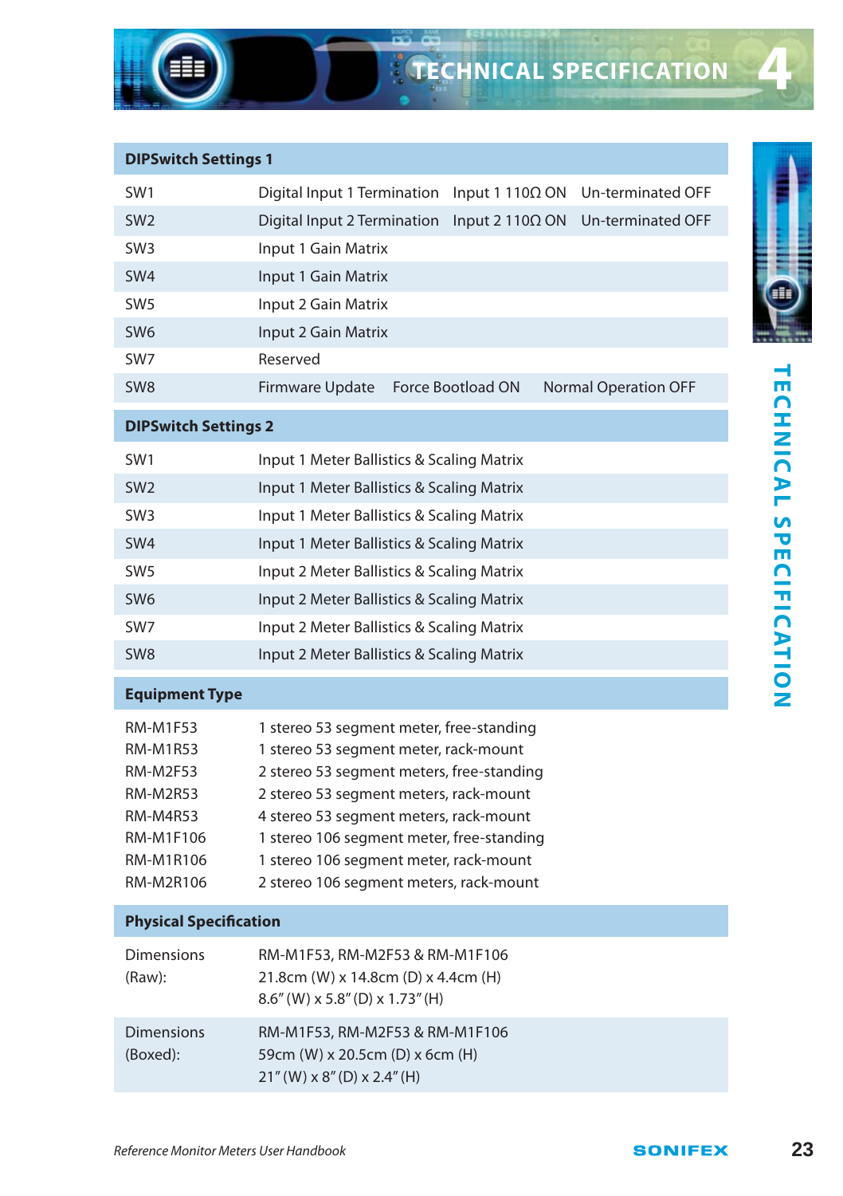# TECHNICAL SPECIFICATION

## DIPSwitch Settings 1

| | | | |
|---|---|---|---|
| SW1 | Digital Input 1 Termination | Input 1 110Ω ON | Un-terminated OFF |
| SW2 | Digital Input 2 Termination | Input 2 110Ω ON | Un-terminated OFF |
| SW3 | Input 1 Gain Matrix | | |
| SW4 | Input 1 Gain Matrix | | |
| SW5 | Input 2 Gain Matrix | | |
| SW6 | Input 2 Gain Matrix | | |
| SW7 | Reserved | | |
| SW8 | Firmware Update | Force Bootload ON | Normal Operation OFF |

## DIPSwitch Settings 2

| | |
|---|---|
| SW1 | Input 1 Meter Ballistics & Scaling Matrix |
| SW2 | Input 1 Meter Ballistics & Scaling Matrix |
| SW3 | Input 1 Meter Ballistics & Scaling Matrix |
| SW4 | Input 1 Meter Ballistics & Scaling Matrix |
| SW5 | Input 2 Meter Ballistics & Scaling Matrix |
| SW6 | Input 2 Meter Ballistics & Scaling Matrix |
| SW7 | Input 2 Meter Ballistics & Scaling Matrix |
| SW8 | Input 2 Meter Ballistics & Scaling Matrix |

## Equipment Type

| | |
|---|---|
| RM-M1F53 | 1 stereo 53 segment meter, free-standing |
| RM-M1R53 | 1 stereo 53 segment meter, rack-mount |
| RM-M2F53 | 2 stereo 53 segment meters, free-standing |
| RM-M2R53 | 2 stereo 53 segment meters, rack-mount |
| RM-M4R53 | 4 stereo 53 segment meters, rack-mount |
| RM-M1F106 | 1 stereo 106 segment meter, free-standing |
| RM-M1R106 | 1 stereo 106 segment meter, rack-mount |
| RM-M2R106 | 2 stereo 106 segment meters, rack-mount |

## Physical Specification

| | |
|---|---|
| Dimensions (Raw): | RM-M1F53, RM-M2F53 & RM-M1F106<br>21.8cm (W) x 14.8cm (D) x 4.4cm (H)<br>8.6” (W) x 5.8” (D) x 1.73” (H) |
| Dimensions (Boxed): | RM-M1F53, RM-M2F53 & RM-M1F106<br>59cm (W) x 20.5cm (D) x 6cm (H)<br>21” (W) x 8” (D) x 2.4” (H) |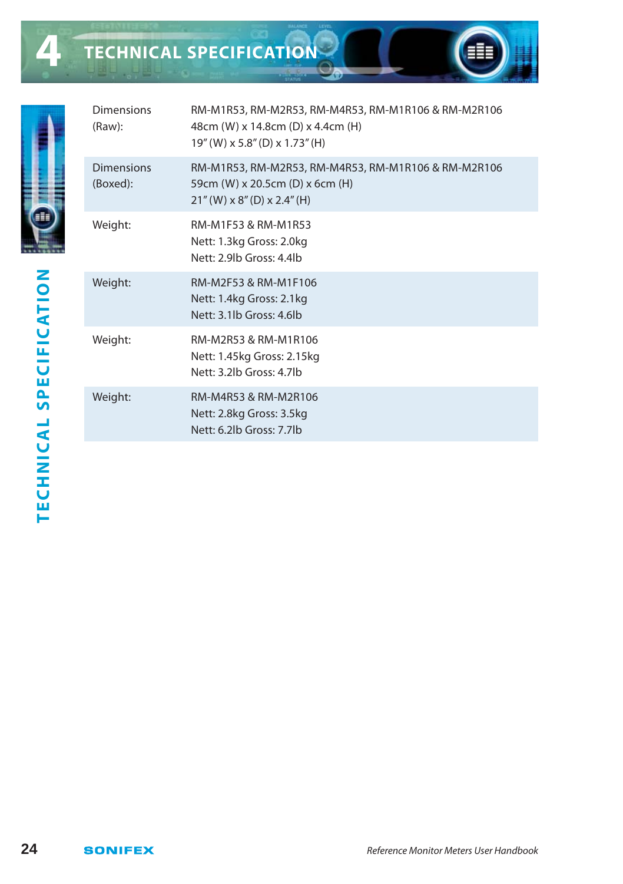# 4 TECHNICAL SPECIFICATION

| | |
|---|---|
| Dimensions (Raw): | RM-M1R53, RM-M2R53, RM-M4R53, RM-M1R106 & RM-M2R106<br>48cm (W) x 14.8cm (D) x 4.4cm (H)<br>19" (W) x 5.8" (D) x 1.73" (H) |
| Dimensions (Boxed): | RM-M1R53, RM-M2R53, RM-M4R53, RM-M1R106 & RM-M2R106<br>59cm (W) x 20.5cm (D) x 6cm (H)<br>21" (W) x 8" (D) x 2.4" (H) |
| Weight: | RM-M1F53 & RM-M1R53<br>Nett: 1.3kg Gross: 2.0kg<br>Nett: 2.9lb Gross: 4.4lb |
| Weight: | RM-M2F53 & RM-M1F106<br>Nett: 1.4kg Gross: 2.1kg<br>Nett: 3.1lb Gross: 4.6lb |
| Weight: | RM-M2R53 & RM-M1R106<br>Nett: 1.45kg Gross: 2.15kg<br>Nett: 3.2lb Gross: 4.7lb |
| Weight: | RM-M4R53 & RM-M2R106<br>Nett: 2.8kg Gross: 3.5kg<br>Nett: 6.2lb Gross: 7.7lb |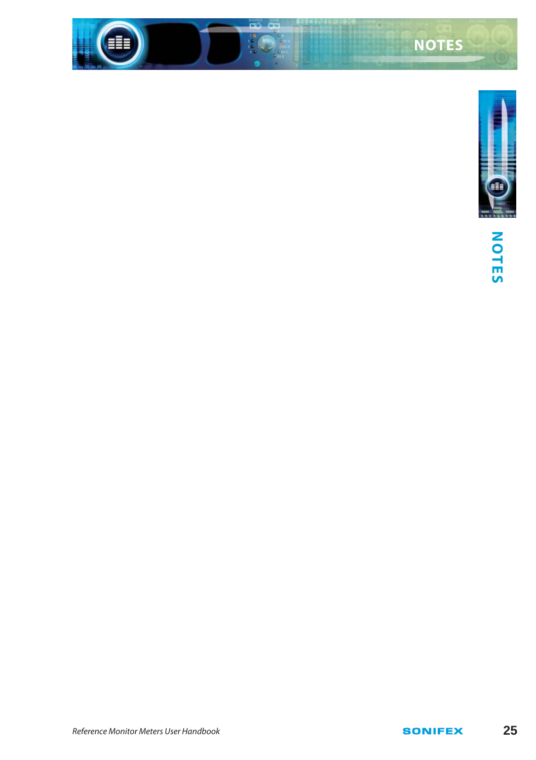# NOTES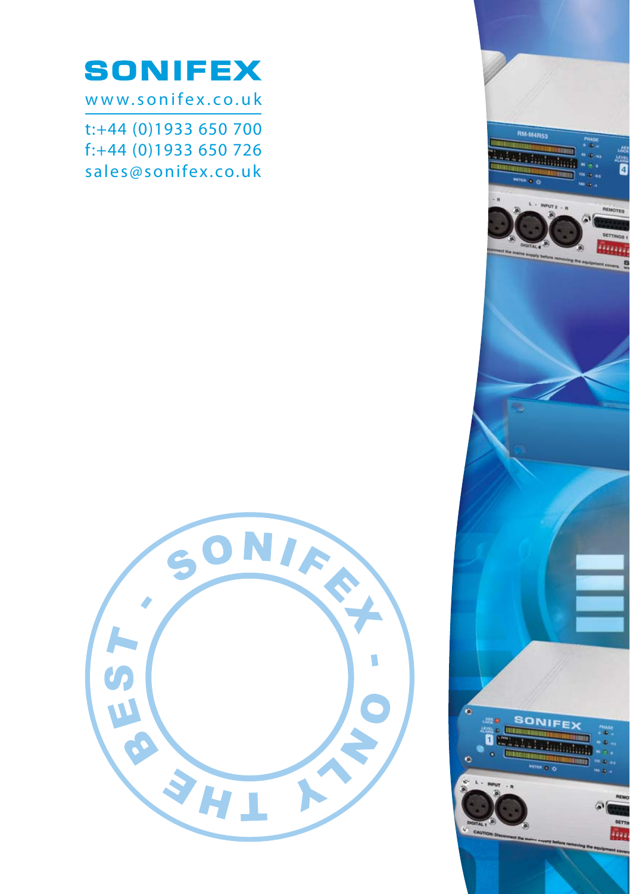# SONIFEX

www.sonifex.co.uk

t:+44 (0)1933 650 700
f:+44 (0)1933 650 726
sales@sonifex.co.uk